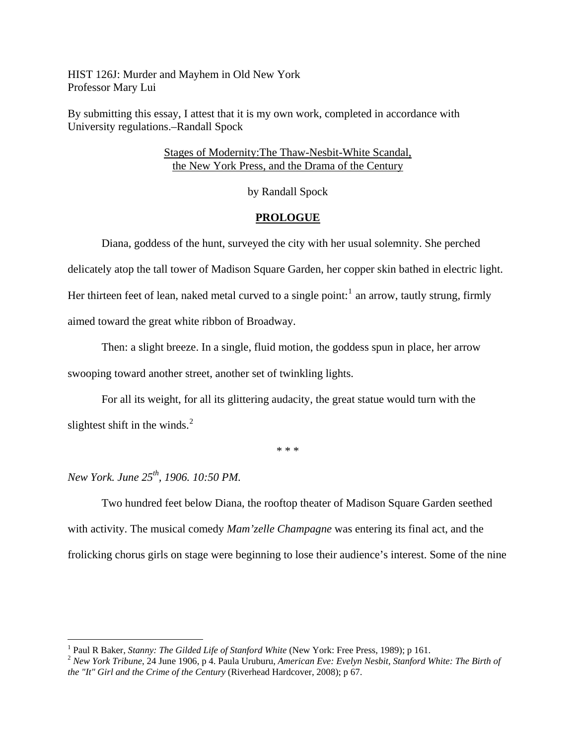HIST 126J: Murder and Mayhem in Old New York
Professor Mary Lui

By submitting this essay, I attest that it is my own work, completed in accordance with University regulations.–Randall Spock

# Stages of Modernity:The Thaw-Nesbit-White Scandal, the New York Press, and the Drama of the Century

by Randall Spock

## PROLOGUE

Diana, goddess of the hunt, surveyed the city with her usual solemnity. She perched delicately atop the tall tower of Madison Square Garden, her copper skin bathed in electric light. Her thirteen feet of lean, naked metal curved to a single point:[1] an arrow, tautly strung, firmly aimed toward the great white ribbon of Broadway.

Then: a slight breeze. In a single, fluid motion, the goddess spun in place, her arrow swooping toward another street, another set of twinkling lights.

For all its weight, for all its glittering audacity, the great statue would turn with the slightest shift in the winds.[2]

\* \* \*

*New York. June 25th, 1906. 10:50 PM.*

Two hundred feet below Diana, the rooftop theater of Madison Square Garden seethed with activity. The musical comedy *Mam'zelle Champagne* was entering its final act, and the frolicking chorus girls on stage were beginning to lose their audience's interest. Some of the nine

---

[1] Paul R Baker, *Stanny: The Gilded Life of Stanford White* (New York: Free Press, 1989); p 161.

[2] *New York Tribune*, 24 June 1906, p 4. Paula Uruburu, *American Eve: Evelyn Nesbit, Stanford White: The Birth of the "It" Girl and the Crime of the Century* (Riverhead Hardcover, 2008); p 67.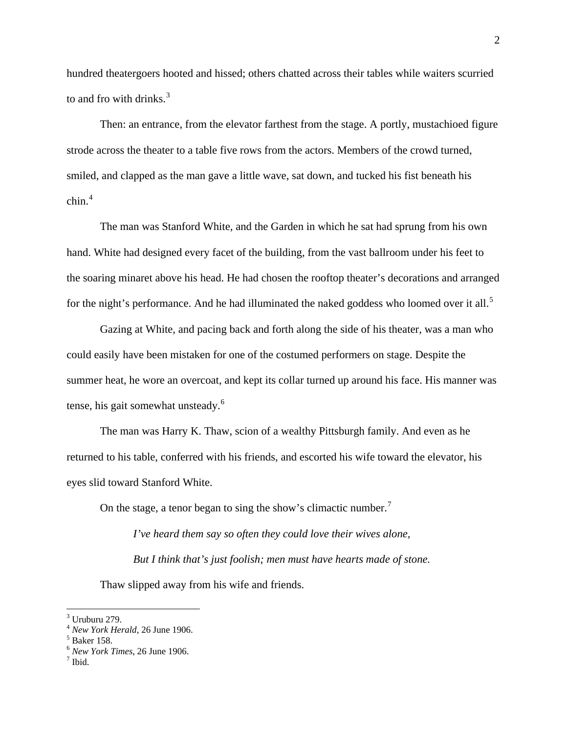hundred theatergoers hooted and hissed; others chatted across their tables while waiters scurried to and fro with drinks.[3]

Then: an entrance, from the elevator farthest from the stage. A portly, mustachioed figure strode across the theater to a table five rows from the actors. Members of the crowd turned, smiled, and clapped as the man gave a little wave, sat down, and tucked his fist beneath his chin.[4]

The man was Stanford White, and the Garden in which he sat had sprung from his own hand. White had designed every facet of the building, from the vast ballroom under his feet to the soaring minaret above his head. He had chosen the rooftop theater's decorations and arranged for the night's performance. And he had illuminated the naked goddess who loomed over it all.[5]

Gazing at White, and pacing back and forth along the side of his theater, was a man who could easily have been mistaken for one of the costumed performers on stage. Despite the summer heat, he wore an overcoat, and kept its collar turned up around his face. His manner was tense, his gait somewhat unsteady.[6]

The man was Harry K. Thaw, scion of a wealthy Pittsburgh family. And even as he returned to his table, conferred with his friends, and escorted his wife toward the elevator, his eyes slid toward Stanford White.

On the stage, a tenor began to sing the show's climactic number.[7]

> *I've heard them say so often they could love their wives alone,*
>
> *But I think that's just foolish; men must have hearts made of stone.*

Thaw slipped away from his wife and friends.

---

[3] Uruburu 279.
[4] *New York Herald*, 26 June 1906.
[5] Baker 158.
[6] *New York Times*, 26 June 1906.
[7] Ibid.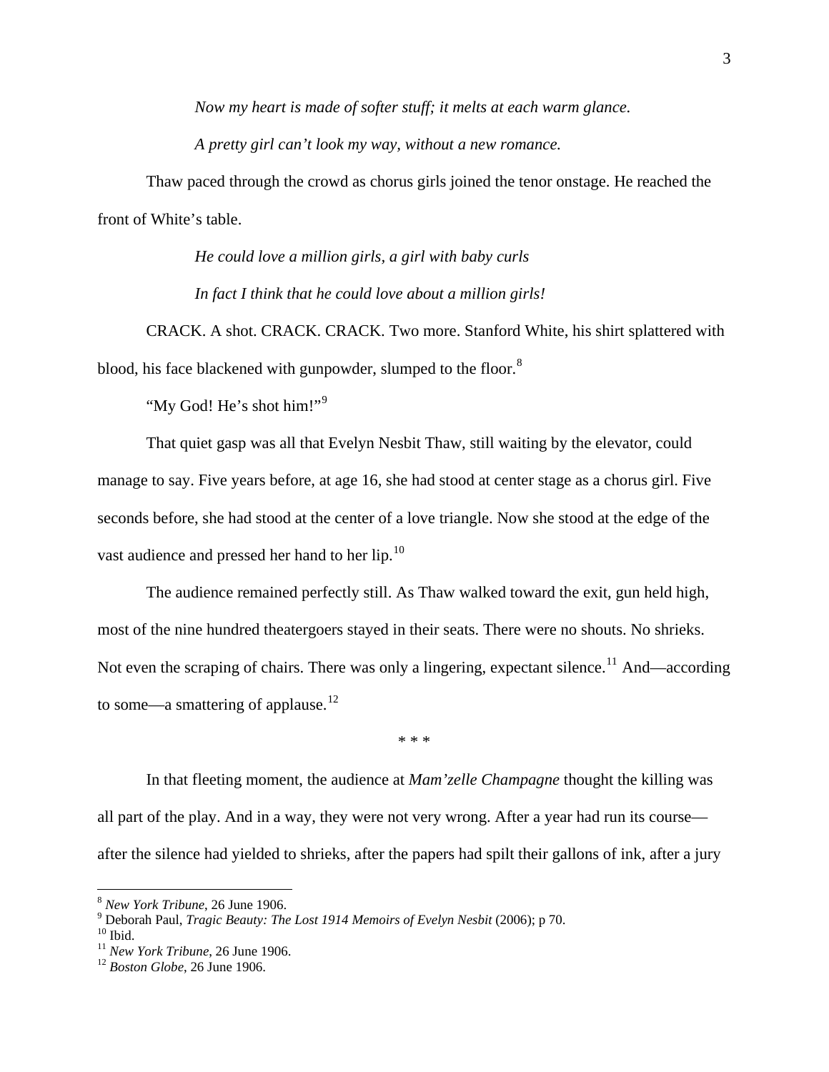*Now my heart is made of softer stuff; it melts at each warm glance.*

*A pretty girl can't look my way, without a new romance.*

Thaw paced through the crowd as chorus girls joined the tenor onstage. He reached the front of White's table.

*He could love a million girls, a girl with baby curls*

*In fact I think that he could love about a million girls!*

CRACK. A shot. CRACK. CRACK. Two more. Stanford White, his shirt splattered with blood, his face blackened with gunpowder, slumped to the floor.[8]

"My God! He's shot him!"[9]

That quiet gasp was all that Evelyn Nesbit Thaw, still waiting by the elevator, could manage to say. Five years before, at age 16, she had stood at center stage as a chorus girl. Five seconds before, she had stood at the center of a love triangle. Now she stood at the edge of the vast audience and pressed her hand to her lip.[10]

The audience remained perfectly still. As Thaw walked toward the exit, gun held high, most of the nine hundred theatergoers stayed in their seats. There were no shouts. No shrieks. Not even the scraping of chairs. There was only a lingering, expectant silence.[11] And—according to some—a smattering of applause.[12]

\* \* \*

In that fleeting moment, the audience at *Mam'zelle Champagne* thought the killing was all part of the play. And in a way, they were not very wrong. After a year had run its course—after the silence had yielded to shrieks, after the papers had spilt their gallons of ink, after a jury

---

[8] *New York Tribune*, 26 June 1906.

[9] Deborah Paul, *Tragic Beauty: The Lost 1914 Memoirs of Evelyn Nesbit* (2006); p 70.

[10] Ibid.

[11] *New York Tribune*, 26 June 1906.

[12] *Boston Globe*, 26 June 1906.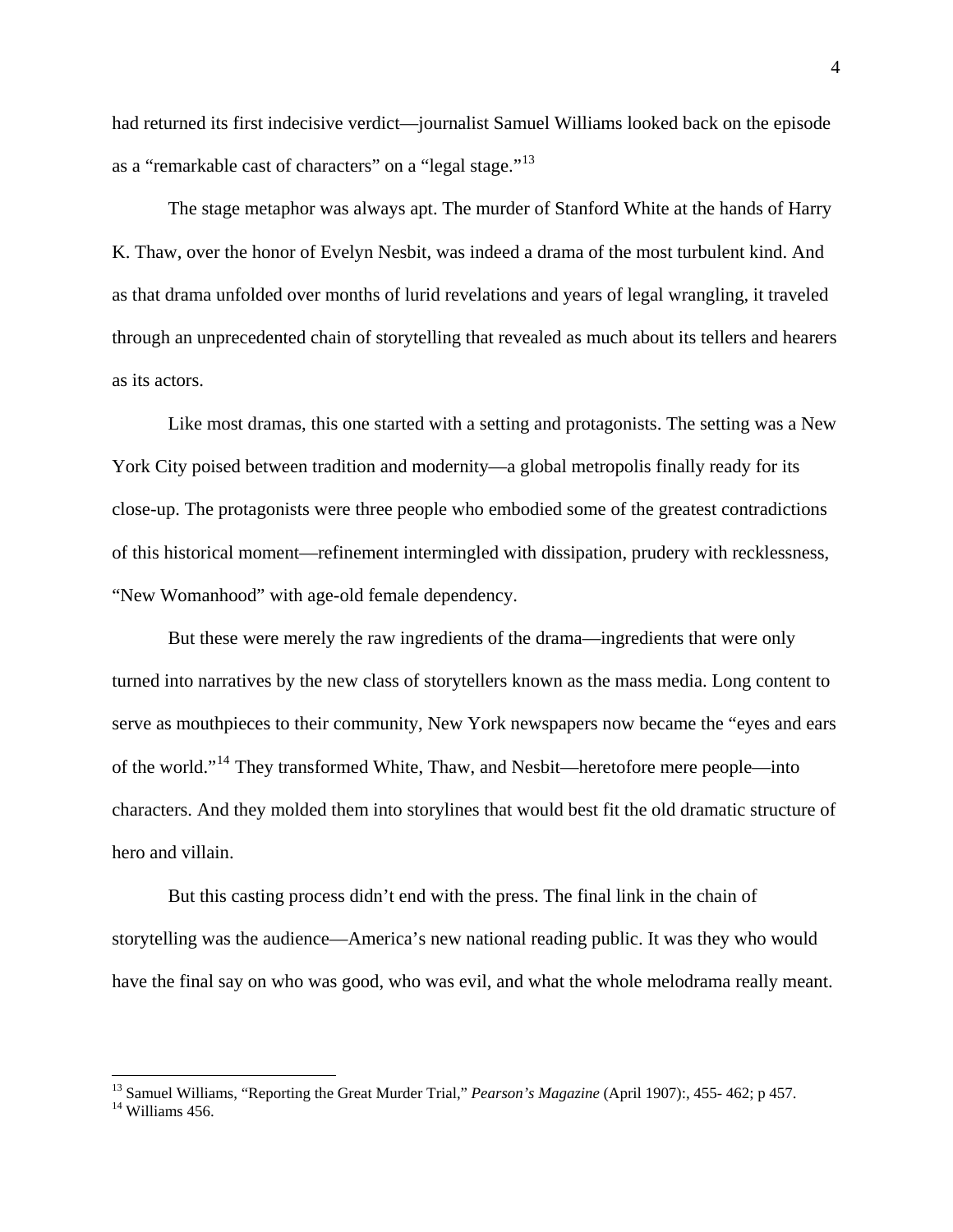had returned its first indecisive verdict—journalist Samuel Williams looked back on the episode as a “remarkable cast of characters” on a “legal stage.”[13]

The stage metaphor was always apt. The murder of Stanford White at the hands of Harry K. Thaw, over the honor of Evelyn Nesbit, was indeed a drama of the most turbulent kind. And as that drama unfolded over months of lurid revelations and years of legal wrangling, it traveled through an unprecedented chain of storytelling that revealed as much about its tellers and hearers as its actors.

Like most dramas, this one started with a setting and protagonists. The setting was a New York City poised between tradition and modernity—a global metropolis finally ready for its close-up. The protagonists were three people who embodied some of the greatest contradictions of this historical moment—refinement intermingled with dissipation, prudery with recklessness, “New Womanhood” with age-old female dependency.

But these were merely the raw ingredients of the drama—ingredients that were only turned into narratives by the new class of storytellers known as the mass media. Long content to serve as mouthpieces to their community, New York newspapers now became the “eyes and ears of the world.”[14] They transformed White, Thaw, and Nesbit—heretofore mere people—into characters. And they molded them into storylines that would best fit the old dramatic structure of hero and villain.

But this casting process didn’t end with the press. The final link in the chain of storytelling was the audience—America’s new national reading public. It was they who would have the final say on who was good, who was evil, and what the whole melodrama really meant.

---

[13] Samuel Williams, “Reporting the Great Murder Trial,” *Pearson’s Magazine* (April 1907):, 455- 462; p 457.

[14] Williams 456.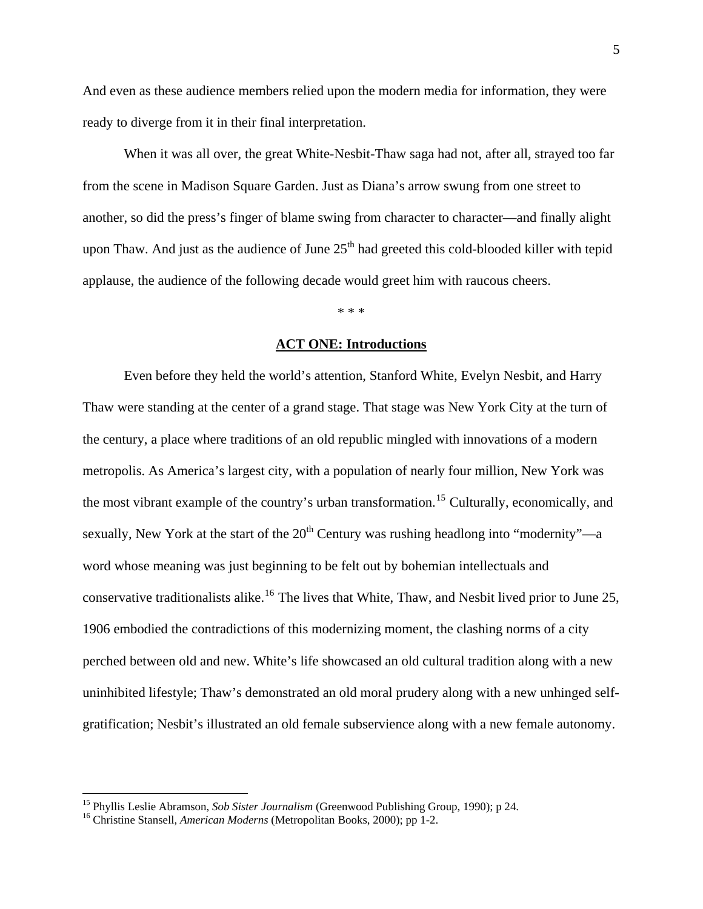And even as these audience members relied upon the modern media for information, they were ready to diverge from it in their final interpretation.

When it was all over, the great White-Nesbit-Thaw saga had not, after all, strayed too far from the scene in Madison Square Garden. Just as Diana's arrow swung from one street to another, so did the press's finger of blame swing from character to character—and finally alight upon Thaw. And just as the audience of June 25th had greeted this cold-blooded killer with tepid applause, the audience of the following decade would greet him with raucous cheers.

\* \* \*

## ACT ONE: Introductions

Even before they held the world's attention, Stanford White, Evelyn Nesbit, and Harry Thaw were standing at the center of a grand stage. That stage was New York City at the turn of the century, a place where traditions of an old republic mingled with innovations of a modern metropolis. As America's largest city, with a population of nearly four million, New York was the most vibrant example of the country's urban transformation.[15] Culturally, economically, and sexually, New York at the start of the 20th Century was rushing headlong into "modernity"—a word whose meaning was just beginning to be felt out by bohemian intellectuals and conservative traditionalists alike.[16] The lives that White, Thaw, and Nesbit lived prior to June 25, 1906 embodied the contradictions of this modernizing moment, the clashing norms of a city perched between old and new. White's life showcased an old cultural tradition along with a new uninhibited lifestyle; Thaw's demonstrated an old moral prudery along with a new unhinged self-gratification; Nesbit's illustrated an old female subservience along with a new female autonomy.

---

[15] Phyllis Leslie Abramson, *Sob Sister Journalism* (Greenwood Publishing Group, 1990); p 24.

[16] Christine Stansell, *American Moderns* (Metropolitan Books, 2000); pp 1-2.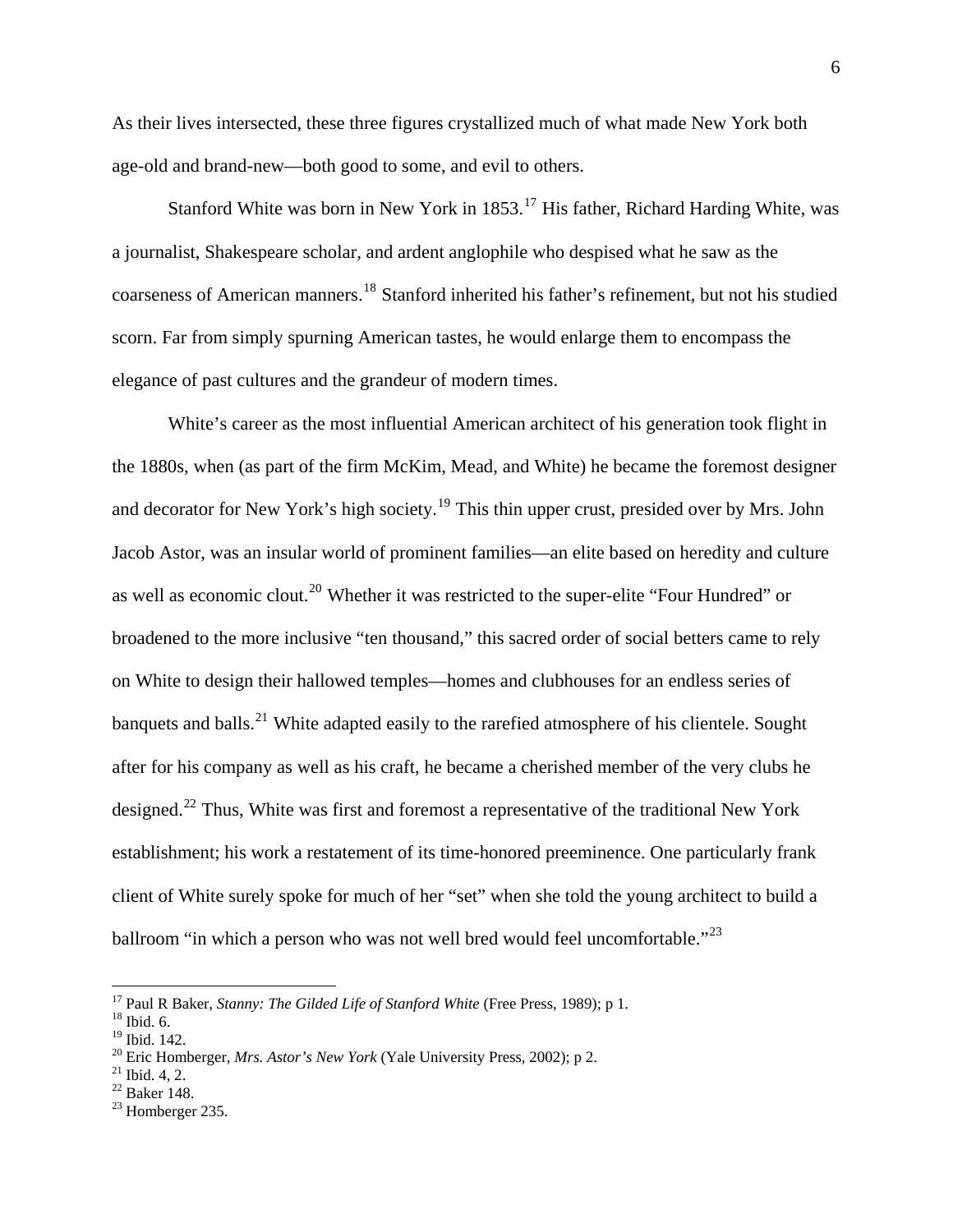As their lives intersected, these three figures crystallized much of what made New York both age-old and brand-new—both good to some, and evil to others.

Stanford White was born in New York in 1853.[17] His father, Richard Harding White, was a journalist, Shakespeare scholar, and ardent anglophile who despised what he saw as the coarseness of American manners.[18] Stanford inherited his father's refinement, but not his studied scorn. Far from simply spurning American tastes, he would enlarge them to encompass the elegance of past cultures and the grandeur of modern times.

White's career as the most influential American architect of his generation took flight in the 1880s, when (as part of the firm McKim, Mead, and White) he became the foremost designer and decorator for New York's high society.[19] This thin upper crust, presided over by Mrs. John Jacob Astor, was an insular world of prominent families—an elite based on heredity and culture as well as economic clout.[20] Whether it was restricted to the super-elite "Four Hundred" or broadened to the more inclusive "ten thousand," this sacred order of social betters came to rely on White to design their hallowed temples—homes and clubhouses for an endless series of banquets and balls.[21] White adapted easily to the rarefied atmosphere of his clientele. Sought after for his company as well as his craft, he became a cherished member of the very clubs he designed.[22] Thus, White was first and foremost a representative of the traditional New York establishment; his work a restatement of its time-honored preeminence. One particularly frank client of White surely spoke for much of her "set" when she told the young architect to build a ballroom "in which a person who was not well bred would feel uncomfortable."[23]

---

[17] Paul R Baker, *Stanny: The Gilded Life of Stanford White* (Free Press, 1989); p 1.
[18] Ibid. 6.
[19] Ibid. 142.
[20] Eric Homberger, *Mrs. Astor's New York* (Yale University Press, 2002); p 2.
[21] Ibid. 4, 2.
[22] Baker 148.
[23] Homberger 235.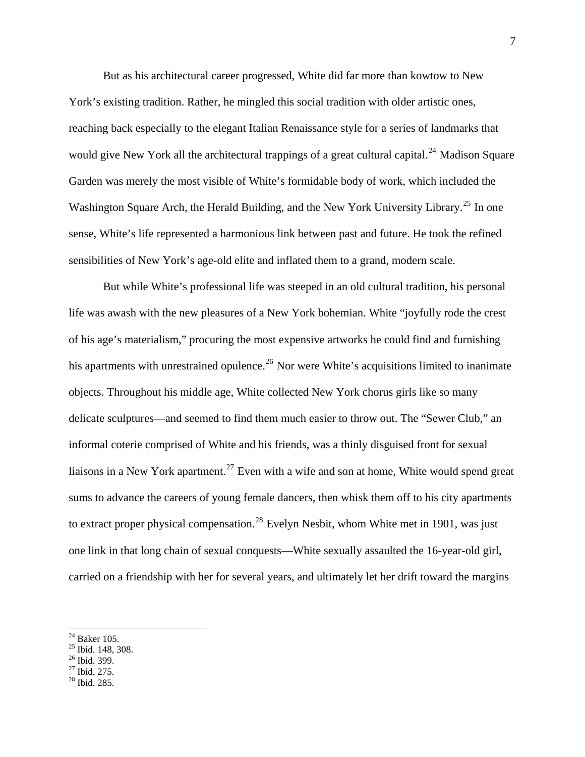But as his architectural career progressed, White did far more than kowtow to New York's existing tradition. Rather, he mingled this social tradition with older artistic ones, reaching back especially to the elegant Italian Renaissance style for a series of landmarks that would give New York all the architectural trappings of a great cultural capital.[24] Madison Square Garden was merely the most visible of White's formidable body of work, which included the Washington Square Arch, the Herald Building, and the New York University Library.[25] In one sense, White's life represented a harmonious link between past and future. He took the refined sensibilities of New York's age-old elite and inflated them to a grand, modern scale.

But while White's professional life was steeped in an old cultural tradition, his personal life was awash with the new pleasures of a New York bohemian. White "joyfully rode the crest of his age's materialism," procuring the most expensive artworks he could find and furnishing his apartments with unrestrained opulence.[26] Nor were White's acquisitions limited to inanimate objects. Throughout his middle age, White collected New York chorus girls like so many delicate sculptures—and seemed to find them much easier to throw out. The "Sewer Club," an informal coterie comprised of White and his friends, was a thinly disguised front for sexual liaisons in a New York apartment.[27] Even with a wife and son at home, White would spend great sums to advance the careers of young female dancers, then whisk them off to his city apartments to extract proper physical compensation.[28] Evelyn Nesbit, whom White met in 1901, was just one link in that long chain of sexual conquests—White sexually assaulted the 16-year-old girl, carried on a friendship with her for several years, and ultimately let her drift toward the margins

[24] Baker 105.
[25] Ibid. 148, 308.
[26] Ibid. 399.
[27] Ibid. 275.
[28] Ibid. 285.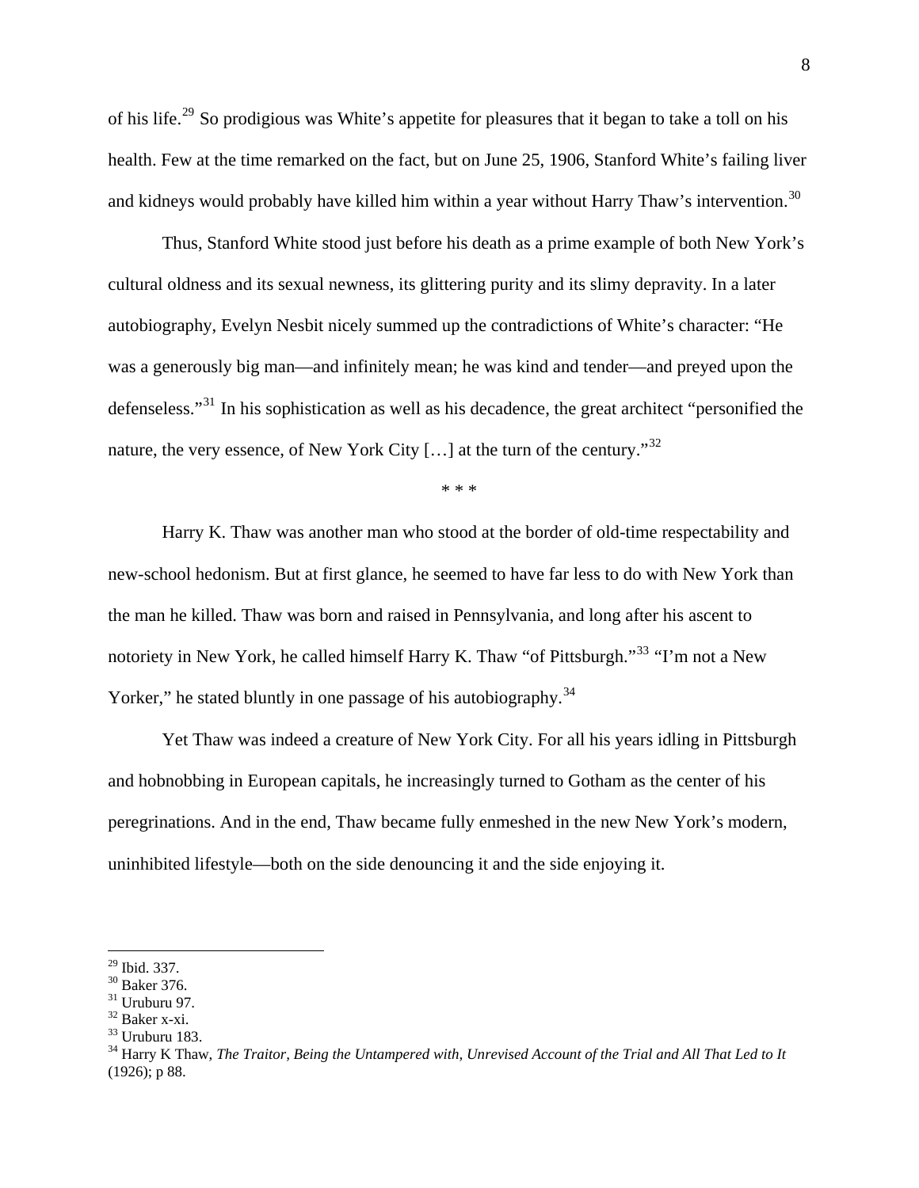of his life.[29] So prodigious was White's appetite for pleasures that it began to take a toll on his health. Few at the time remarked on the fact, but on June 25, 1906, Stanford White's failing liver and kidneys would probably have killed him within a year without Harry Thaw's intervention.[30]

Thus, Stanford White stood just before his death as a prime example of both New York's cultural oldness and its sexual newness, its glittering purity and its slimy depravity. In a later autobiography, Evelyn Nesbit nicely summed up the contradictions of White's character: "He was a generously big man—and infinitely mean; he was kind and tender—and preyed upon the defenseless."[31] In his sophistication as well as his decadence, the great architect "personified the nature, the very essence, of New York City […] at the turn of the century."[32]

\* \* \*

Harry K. Thaw was another man who stood at the border of old-time respectability and new-school hedonism. But at first glance, he seemed to have far less to do with New York than the man he killed. Thaw was born and raised in Pennsylvania, and long after his ascent to notoriety in New York, he called himself Harry K. Thaw "of Pittsburgh."[33] "I'm not a New Yorker," he stated bluntly in one passage of his autobiography.[34]

Yet Thaw was indeed a creature of New York City. For all his years idling in Pittsburgh and hobnobbing in European capitals, he increasingly turned to Gotham as the center of his peregrinations. And in the end, Thaw became fully enmeshed in the new New York's modern, uninhibited lifestyle—both on the side denouncing it and the side enjoying it.

---

[29] Ibid. 337.
[30] Baker 376.
[31] Uruburu 97.
[32] Baker x-xi.
[33] Uruburu 183.
[34] Harry K Thaw, *The Traitor, Being the Untampered with, Unrevised Account of the Trial and All That Led to It* (1926); p 88.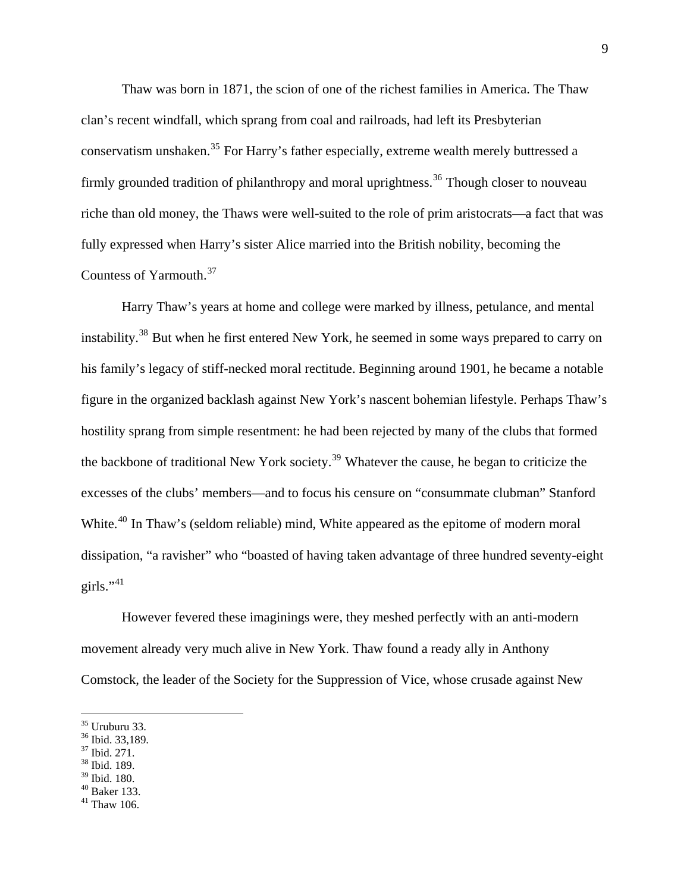Thaw was born in 1871, the scion of one of the richest families in America. The Thaw clan's recent windfall, which sprang from coal and railroads, had left its Presbyterian conservatism unshaken.[35] For Harry's father especially, extreme wealth merely buttressed a firmly grounded tradition of philanthropy and moral uprightness.[36] Though closer to nouveau riche than old money, the Thaws were well-suited to the role of prim aristocrats—a fact that was fully expressed when Harry's sister Alice married into the British nobility, becoming the Countess of Yarmouth.[37]

Harry Thaw's years at home and college were marked by illness, petulance, and mental instability.[38] But when he first entered New York, he seemed in some ways prepared to carry on his family's legacy of stiff-necked moral rectitude. Beginning around 1901, he became a notable figure in the organized backlash against New York's nascent bohemian lifestyle. Perhaps Thaw's hostility sprang from simple resentment: he had been rejected by many of the clubs that formed the backbone of traditional New York society.[39] Whatever the cause, he began to criticize the excesses of the clubs' members—and to focus his censure on "consummate clubman" Stanford White.[40] In Thaw's (seldom reliable) mind, White appeared as the epitome of modern moral dissipation, "a ravisher" who "boasted of having taken advantage of three hundred seventy-eight girls."[41]

However fevered these imaginings were, they meshed perfectly with an anti-modern movement already very much alive in New York. Thaw found a ready ally in Anthony Comstock, the leader of the Society for the Suppression of Vice, whose crusade against New

---

[35] Uruburu 33.
[36] Ibid. 33,189.
[37] Ibid. 271.
[38] Ibid. 189.
[39] Ibid. 180.
[40] Baker 133.
[41] Thaw 106.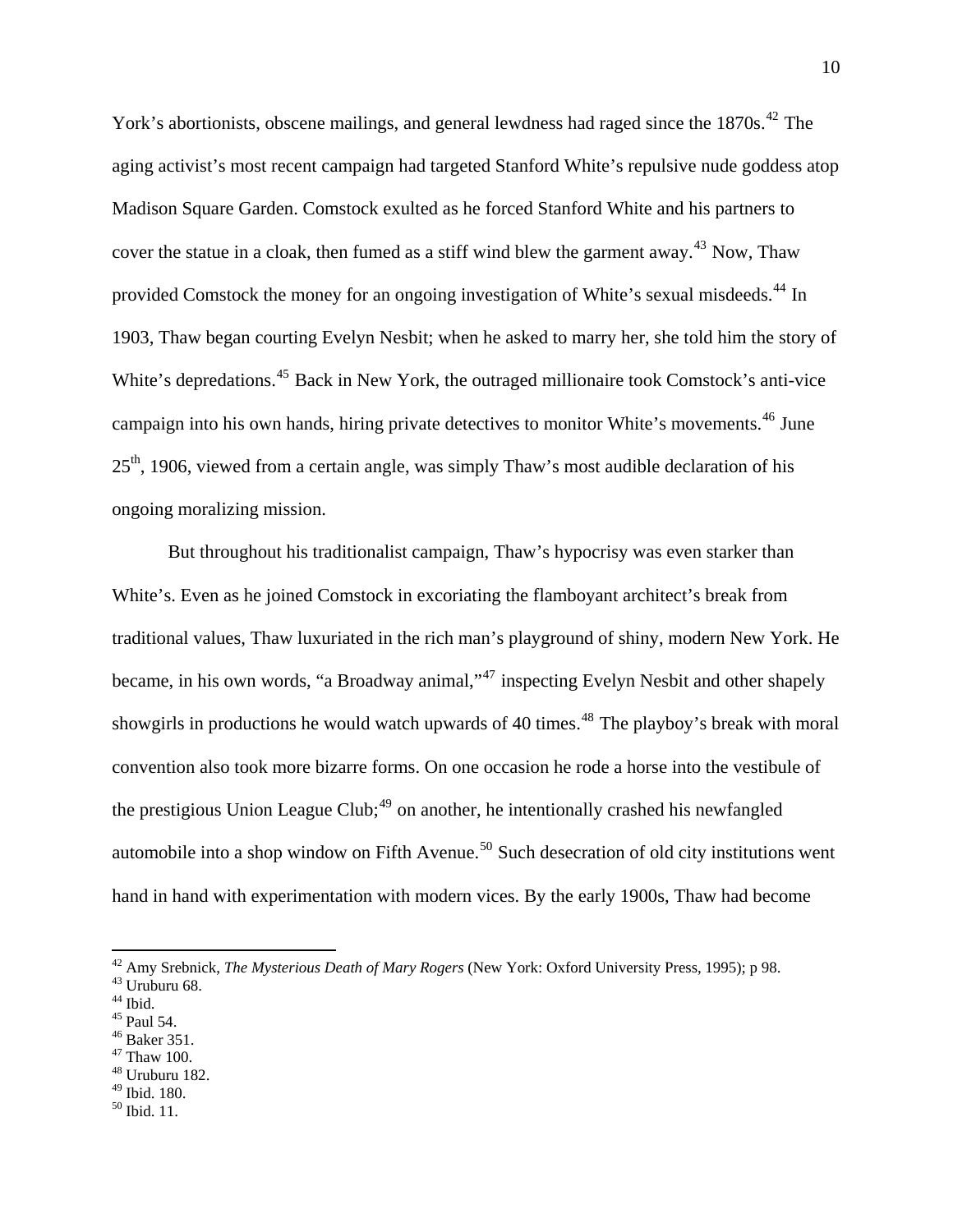York's abortionists, obscene mailings, and general lewdness had raged since the 1870s.[42] The aging activist's most recent campaign had targeted Stanford White's repulsive nude goddess atop Madison Square Garden. Comstock exulted as he forced Stanford White and his partners to cover the statue in a cloak, then fumed as a stiff wind blew the garment away.[43] Now, Thaw provided Comstock the money for an ongoing investigation of White's sexual misdeeds.[44] In 1903, Thaw began courting Evelyn Nesbit; when he asked to marry her, she told him the story of White's depredations.[45] Back in New York, the outraged millionaire took Comstock's anti-vice campaign into his own hands, hiring private detectives to monitor White's movements.[46] June 25th, 1906, viewed from a certain angle, was simply Thaw's most audible declaration of his ongoing moralizing mission.

But throughout his traditionalist campaign, Thaw's hypocrisy was even starker than White's. Even as he joined Comstock in excoriating the flamboyant architect's break from traditional values, Thaw luxuriated in the rich man's playground of shiny, modern New York. He became, in his own words, "a Broadway animal,"[47] inspecting Evelyn Nesbit and other shapely showgirls in productions he would watch upwards of 40 times.[48] The playboy's break with moral convention also took more bizarre forms. On one occasion he rode a horse into the vestibule of the prestigious Union League Club;[49] on another, he intentionally crashed his newfangled automobile into a shop window on Fifth Avenue.[50] Such desecration of old city institutions went hand in hand with experimentation with modern vices. By the early 1900s, Thaw had become

---

[42] Amy Srebnick, *The Mysterious Death of Mary Rogers* (New York: Oxford University Press, 1995); p 98.
[43] Uruburu 68.
[44] Ibid.
[45] Paul 54.
[46] Baker 351.
[47] Thaw 100.
[48] Uruburu 182.
[49] Ibid. 180.
[50] Ibid. 11.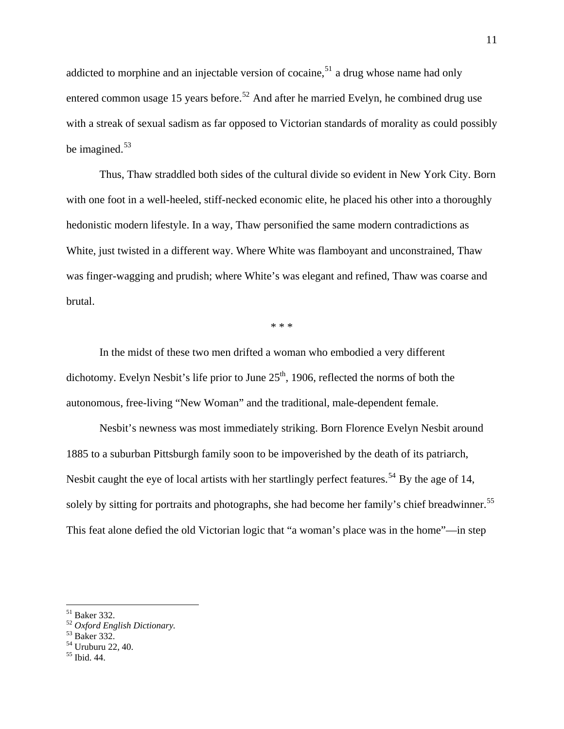addicted to morphine and an injectable version of cocaine,[51] a drug whose name had only entered common usage 15 years before.[52] And after he married Evelyn, he combined drug use with a streak of sexual sadism as far opposed to Victorian standards of morality as could possibly be imagined.[53]

Thus, Thaw straddled both sides of the cultural divide so evident in New York City. Born with one foot in a well-heeled, stiff-necked economic elite, he placed his other into a thoroughly hedonistic modern lifestyle. In a way, Thaw personified the same modern contradictions as White, just twisted in a different way. Where White was flamboyant and unconstrained, Thaw was finger-wagging and prudish; where White's was elegant and refined, Thaw was coarse and brutal.

\* \* \*

In the midst of these two men drifted a woman who embodied a very different dichotomy. Evelyn Nesbit's life prior to June 25th, 1906, reflected the norms of both the autonomous, free-living "New Woman" and the traditional, male-dependent female.

Nesbit's newness was most immediately striking. Born Florence Evelyn Nesbit around 1885 to a suburban Pittsburgh family soon to be impoverished by the death of its patriarch, Nesbit caught the eye of local artists with her startlingly perfect features.[54] By the age of 14, solely by sitting for portraits and photographs, she had become her family's chief breadwinner.[55] This feat alone defied the old Victorian logic that "a woman's place was in the home"—in step

---

[51] Baker 332.
[52] *Oxford English Dictionary.*
[53] Baker 332.
[54] Uruburu 22, 40.
[55] Ibid. 44.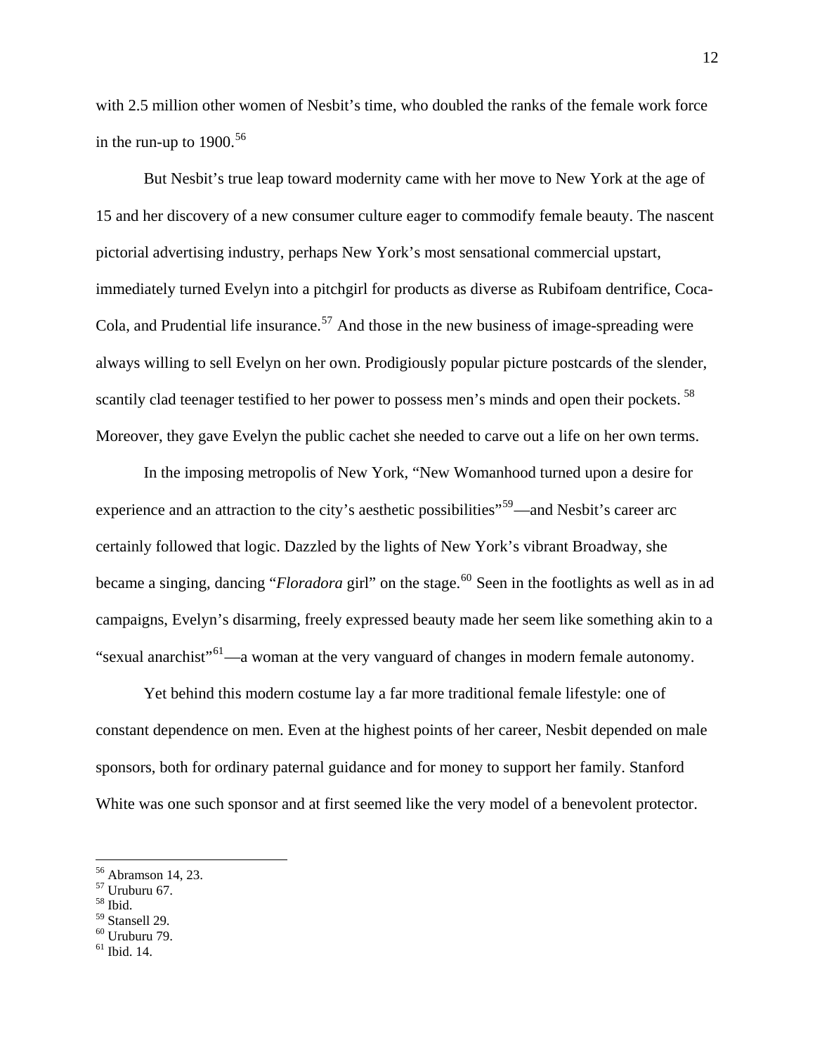with 2.5 million other women of Nesbit's time, who doubled the ranks of the female work force in the run-up to 1900.[56]

But Nesbit's true leap toward modernity came with her move to New York at the age of 15 and her discovery of a new consumer culture eager to commodify female beauty. The nascent pictorial advertising industry, perhaps New York's most sensational commercial upstart, immediately turned Evelyn into a pitchgirl for products as diverse as Rubifoam dentrifice, Coca-Cola, and Prudential life insurance.[57] And those in the new business of image-spreading were always willing to sell Evelyn on her own. Prodigiously popular picture postcards of the slender, scantily clad teenager testified to her power to possess men's minds and open their pockets.[58] Moreover, they gave Evelyn the public cachet she needed to carve out a life on her own terms.

In the imposing metropolis of New York, "New Womanhood turned upon a desire for experience and an attraction to the city's aesthetic possibilities"[59]—and Nesbit's career arc certainly followed that logic. Dazzled by the lights of New York's vibrant Broadway, she became a singing, dancing "*Floradora* girl" on the stage.[60] Seen in the footlights as well as in ad campaigns, Evelyn's disarming, freely expressed beauty made her seem like something akin to a "sexual anarchist"[61]—a woman at the very vanguard of changes in modern female autonomy.

Yet behind this modern costume lay a far more traditional female lifestyle: one of constant dependence on men. Even at the highest points of her career, Nesbit depended on male sponsors, both for ordinary paternal guidance and for money to support her family. Stanford White was one such sponsor and at first seemed like the very model of a benevolent protector.

---

[56] Abramson 14, 23.
[57] Uruburu 67.
[58] Ibid.
[59] Stansell 29.
[60] Uruburu 79.
[61] Ibid. 14.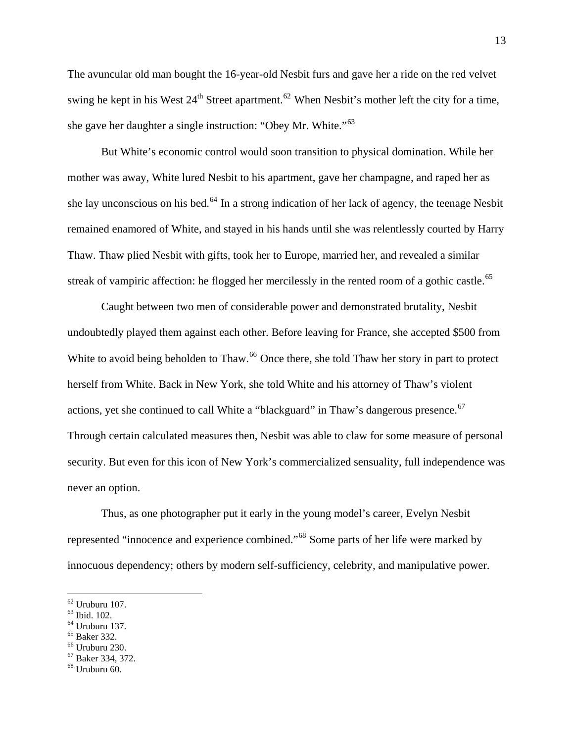The avuncular old man bought the 16-year-old Nesbit furs and gave her a ride on the red velvet swing he kept in his West 24th Street apartment.[62] When Nesbit's mother left the city for a time, she gave her daughter a single instruction: "Obey Mr. White."[63]

But White's economic control would soon transition to physical domination. While her mother was away, White lured Nesbit to his apartment, gave her champagne, and raped her as she lay unconscious on his bed.[64] In a strong indication of her lack of agency, the teenage Nesbit remained enamored of White, and stayed in his hands until she was relentlessly courted by Harry Thaw. Thaw plied Nesbit with gifts, took her to Europe, married her, and revealed a similar streak of vampiric affection: he flogged her mercilessly in the rented room of a gothic castle.[65]

Caught between two men of considerable power and demonstrated brutality, Nesbit undoubtedly played them against each other. Before leaving for France, she accepted $500 from White to avoid being beholden to Thaw.[66] Once there, she told Thaw her story in part to protect herself from White. Back in New York, she told White and his attorney of Thaw's violent actions, yet she continued to call White a "blackguard" in Thaw's dangerous presence.[67] Through certain calculated measures then, Nesbit was able to claw for some measure of personal security. But even for this icon of New York's commercialized sensuality, full independence was never an option.

Thus, as one photographer put it early in the young model's career, Evelyn Nesbit represented "innocence and experience combined."[68] Some parts of her life were marked by innocuous dependency; others by modern self-sufficiency, celebrity, and manipulative power.

---

[62] Uruburu 107.
[63] Ibid. 102.
[64] Uruburu 137.
[65] Baker 332.
[66] Uruburu 230.
[67] Baker 334, 372.
[68] Uruburu 60.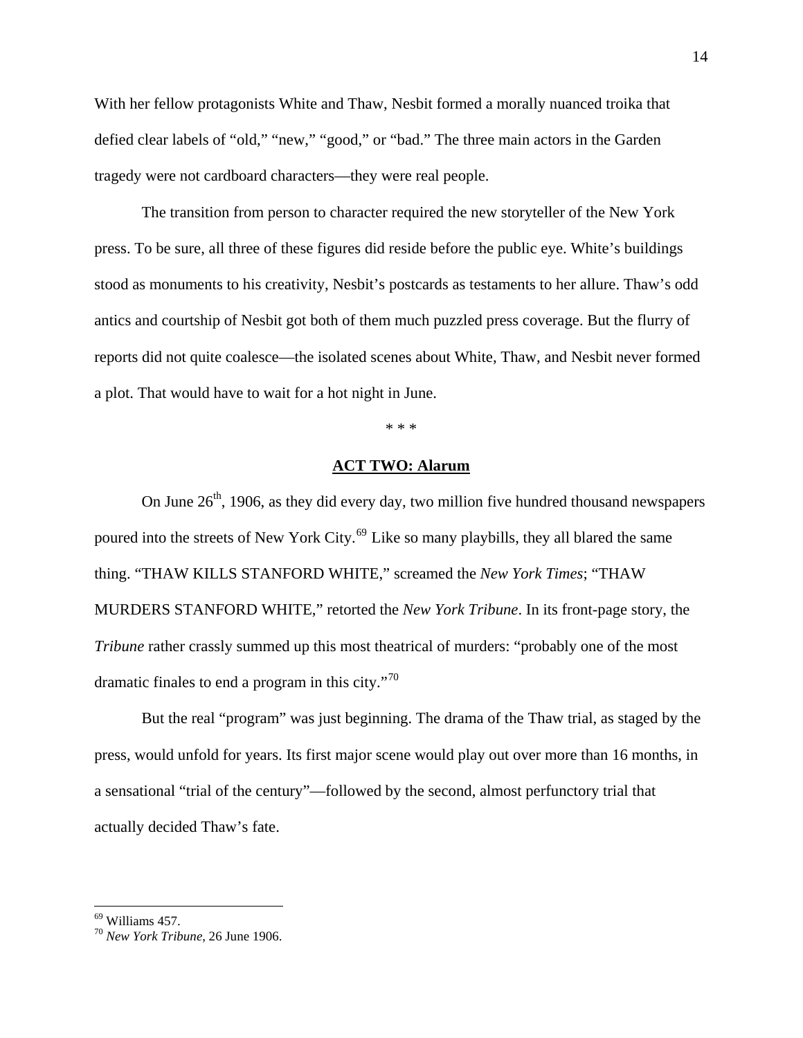With her fellow protagonists White and Thaw, Nesbit formed a morally nuanced troika that defied clear labels of "old," "new," "good," or "bad." The three main actors in the Garden tragedy were not cardboard characters—they were real people.

The transition from person to character required the new storyteller of the New York press. To be sure, all three of these figures did reside before the public eye. White's buildings stood as monuments to his creativity, Nesbit's postcards as testaments to her allure. Thaw's odd antics and courtship of Nesbit got both of them much puzzled press coverage. But the flurry of reports did not quite coalesce—the isolated scenes about White, Thaw, and Nesbit never formed a plot. That would have to wait for a hot night in June.

\* \* \*

## **ACT TWO: Alarum**

On June 26th, 1906, as they did every day, two million five hundred thousand newspapers poured into the streets of New York City.[69] Like so many playbills, they all blared the same thing. "THAW KILLS STANFORD WHITE," screamed the *New York Times*; "THAW MURDERS STANFORD WHITE," retorted the *New York Tribune*. In its front-page story, the *Tribune* rather crassly summed up this most theatrical of murders: "probably one of the most dramatic finales to end a program in this city."[70]

But the real "program" was just beginning. The drama of the Thaw trial, as staged by the press, would unfold for years. Its first major scene would play out over more than 16 months, in a sensational "trial of the century"—followed by the second, almost perfunctory trial that actually decided Thaw's fate.

---

[69] Williams 457.

[70] *New York Tribune*, 26 June 1906.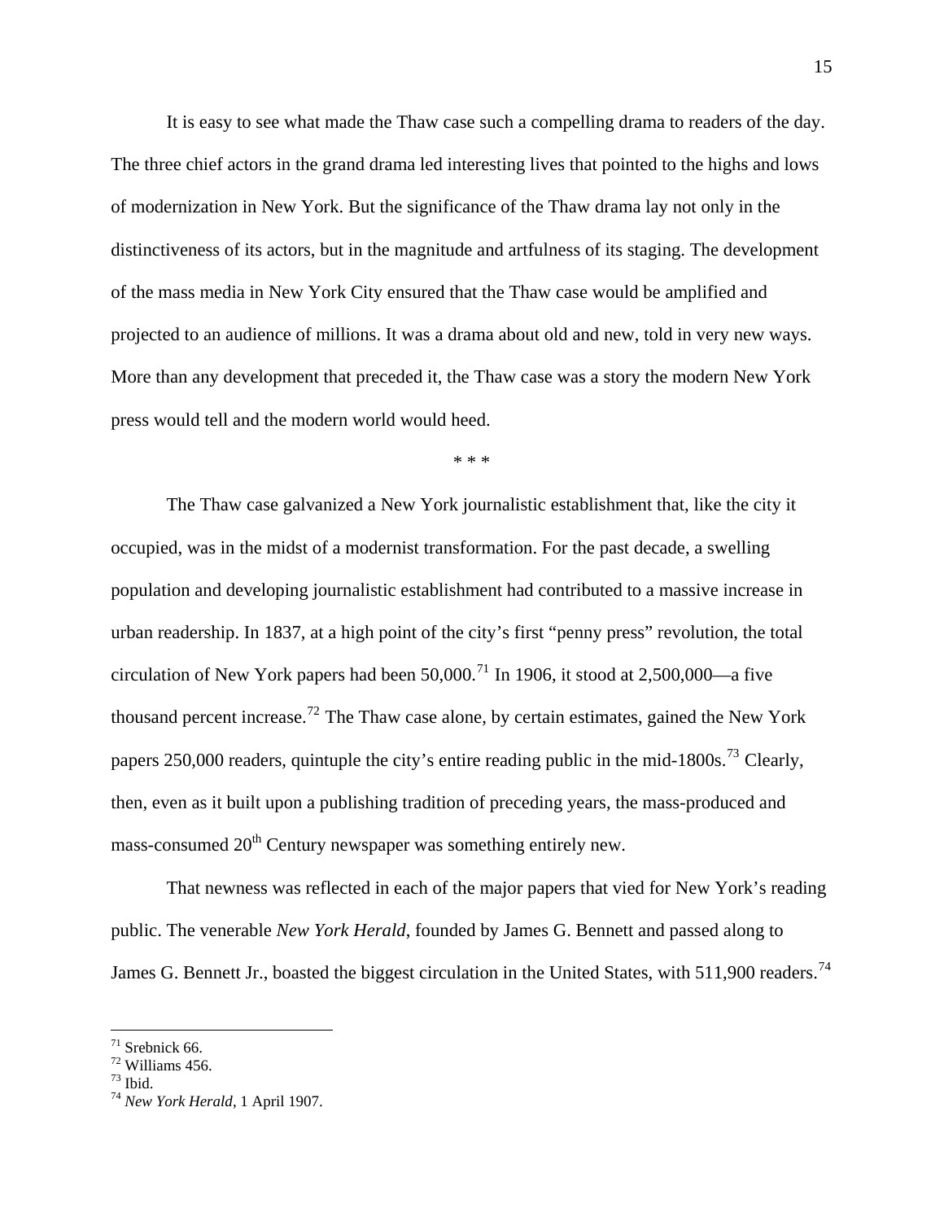It is easy to see what made the Thaw case such a compelling drama to readers of the day. The three chief actors in the grand drama led interesting lives that pointed to the highs and lows of modernization in New York. But the significance of the Thaw drama lay not only in the distinctiveness of its actors, but in the magnitude and artfulness of its staging. The development of the mass media in New York City ensured that the Thaw case would be amplified and projected to an audience of millions. It was a drama about old and new, told in very new ways. More than any development that preceded it, the Thaw case was a story the modern New York press would tell and the modern world would heed.

* * *

The Thaw case galvanized a New York journalistic establishment that, like the city it occupied, was in the midst of a modernist transformation. For the past decade, a swelling population and developing journalistic establishment had contributed to a massive increase in urban readership. In 1837, at a high point of the city's first "penny press" revolution, the total circulation of New York papers had been 50,000.[71] In 1906, it stood at 2,500,000—a five thousand percent increase.[72] The Thaw case alone, by certain estimates, gained the New York papers 250,000 readers, quintuple the city's entire reading public in the mid-1800s.[73] Clearly, then, even as it built upon a publishing tradition of preceding years, the mass-produced and mass-consumed 20th Century newspaper was something entirely new.

That newness was reflected in each of the major papers that vied for New York's reading public. The venerable *New York Herald*, founded by James G. Bennett and passed along to James G. Bennett Jr., boasted the biggest circulation in the United States, with 511,900 readers.[74]

---

[71] Srebnick 66.

[72] Williams 456.

[73] Ibid.

[74] *New York Herald*, 1 April 1907.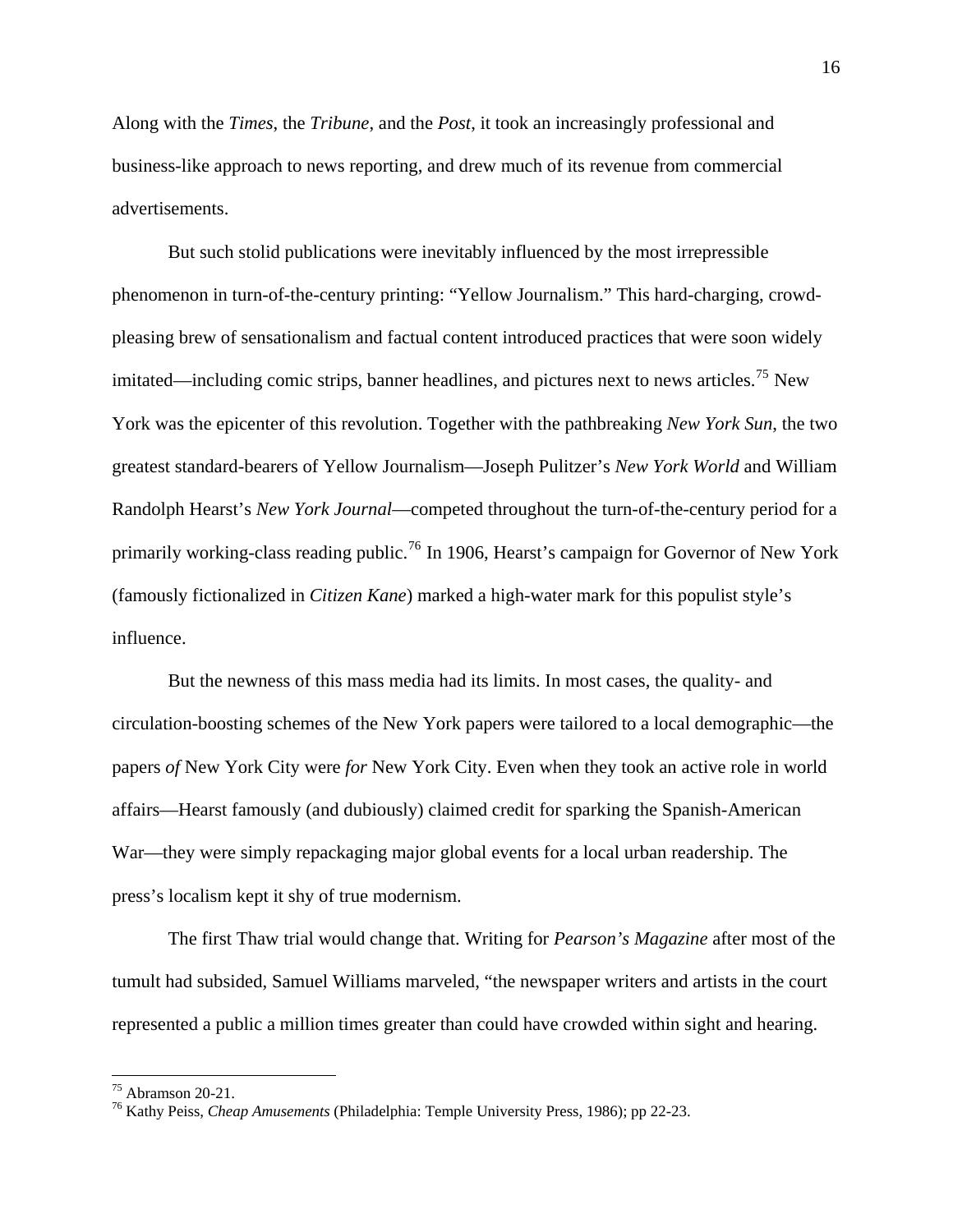Along with the *Times*, the *Tribune*, and the *Post*, it took an increasingly professional and business-like approach to news reporting, and drew much of its revenue from commercial advertisements.

But such stolid publications were inevitably influenced by the most irrepressible phenomenon in turn-of-the-century printing: "Yellow Journalism." This hard-charging, crowd-pleasing brew of sensationalism and factual content introduced practices that were soon widely imitated—including comic strips, banner headlines, and pictures next to news articles.[75] New York was the epicenter of this revolution. Together with the pathbreaking *New York Sun*, the two greatest standard-bearers of Yellow Journalism—Joseph Pulitzer's *New York World* and William Randolph Hearst's *New York Journal*—competed throughout the turn-of-the-century period for a primarily working-class reading public.[76] In 1906, Hearst's campaign for Governor of New York (famously fictionalized in *Citizen Kane*) marked a high-water mark for this populist style's influence.

But the newness of this mass media had its limits. In most cases, the quality- and circulation-boosting schemes of the New York papers were tailored to a local demographic—the papers *of* New York City were *for* New York City. Even when they took an active role in world affairs—Hearst famously (and dubiously) claimed credit for sparking the Spanish-American War—they were simply repackaging major global events for a local urban readership. The press's localism kept it shy of true modernism.

The first Thaw trial would change that. Writing for *Pearson's Magazine* after most of the tumult had subsided, Samuel Williams marveled, "the newspaper writers and artists in the court represented a public a million times greater than could have crowded within sight and hearing.

---

[75] Abramson 20-21.

[76] Kathy Peiss, *Cheap Amusements* (Philadelphia: Temple University Press, 1986); pp 22-23.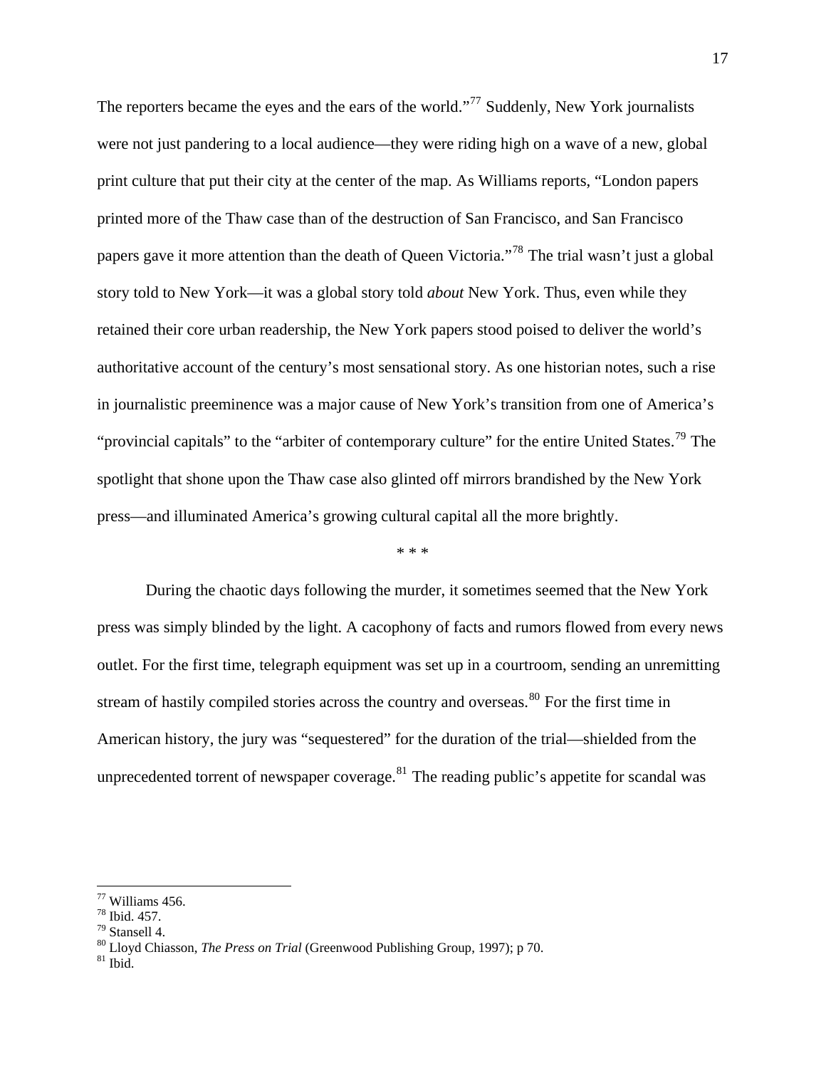The reporters became the eyes and the ears of the world."[77] Suddenly, New York journalists were not just pandering to a local audience—they were riding high on a wave of a new, global print culture that put their city at the center of the map. As Williams reports, "London papers printed more of the Thaw case than of the destruction of San Francisco, and San Francisco papers gave it more attention than the death of Queen Victoria."[78] The trial wasn't just a global story told to New York—it was a global story told *about* New York. Thus, even while they retained their core urban readership, the New York papers stood poised to deliver the world's authoritative account of the century's most sensational story. As one historian notes, such a rise in journalistic preeminence was a major cause of New York's transition from one of America's "provincial capitals" to the "arbiter of contemporary culture" for the entire United States.[79] The spotlight that shone upon the Thaw case also glinted off mirrors brandished by the New York press—and illuminated America's growing cultural capital all the more brightly.

\* \* \*

During the chaotic days following the murder, it sometimes seemed that the New York press was simply blinded by the light. A cacophony of facts and rumors flowed from every news outlet. For the first time, telegraph equipment was set up in a courtroom, sending an unremitting stream of hastily compiled stories across the country and overseas.[80] For the first time in American history, the jury was "sequestered" for the duration of the trial—shielded from the unprecedented torrent of newspaper coverage.[81] The reading public's appetite for scandal was

---

[77] Williams 456.
[78] Ibid. 457.
[79] Stansell 4.
[80] Lloyd Chiasson, *The Press on Trial* (Greenwood Publishing Group, 1997); p 70.
[81] Ibid.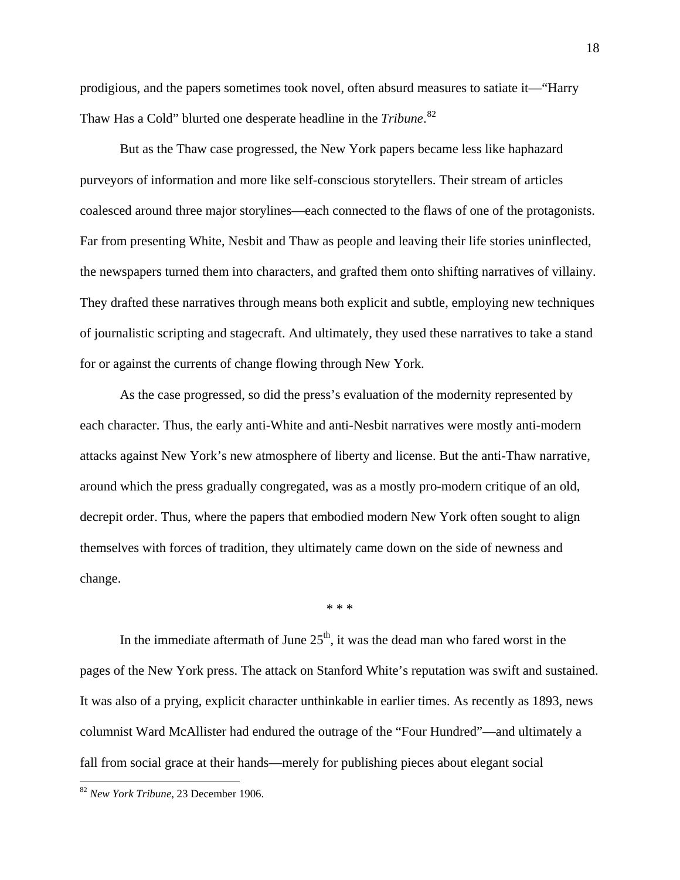prodigious, and the papers sometimes took novel, often absurd measures to satiate it—"Harry Thaw Has a Cold" blurted one desperate headline in the *Tribune*.[82]

But as the Thaw case progressed, the New York papers became less like haphazard purveyors of information and more like self-conscious storytellers. Their stream of articles coalesced around three major storylines—each connected to the flaws of one of the protagonists. Far from presenting White, Nesbit and Thaw as people and leaving their life stories uninflected, the newspapers turned them into characters, and grafted them onto shifting narratives of villainy. They drafted these narratives through means both explicit and subtle, employing new techniques of journalistic scripting and stagecraft. And ultimately, they used these narratives to take a stand for or against the currents of change flowing through New York.

As the case progressed, so did the press's evaluation of the modernity represented by each character. Thus, the early anti-White and anti-Nesbit narratives were mostly anti-modern attacks against New York's new atmosphere of liberty and license. But the anti-Thaw narrative, around which the press gradually congregated, was as a mostly pro-modern critique of an old, decrepit order. Thus, where the papers that embodied modern New York often sought to align themselves with forces of tradition, they ultimately came down on the side of newness and change.

\* \* \*

In the immediate aftermath of June 25th, it was the dead man who fared worst in the pages of the New York press. The attack on Stanford White's reputation was swift and sustained. It was also of a prying, explicit character unthinkable in earlier times. As recently as 1893, news columnist Ward McAllister had endured the outrage of the "Four Hundred"—and ultimately a fall from social grace at their hands—merely for publishing pieces about elegant social

---

[82] *New York Tribune*, 23 December 1906.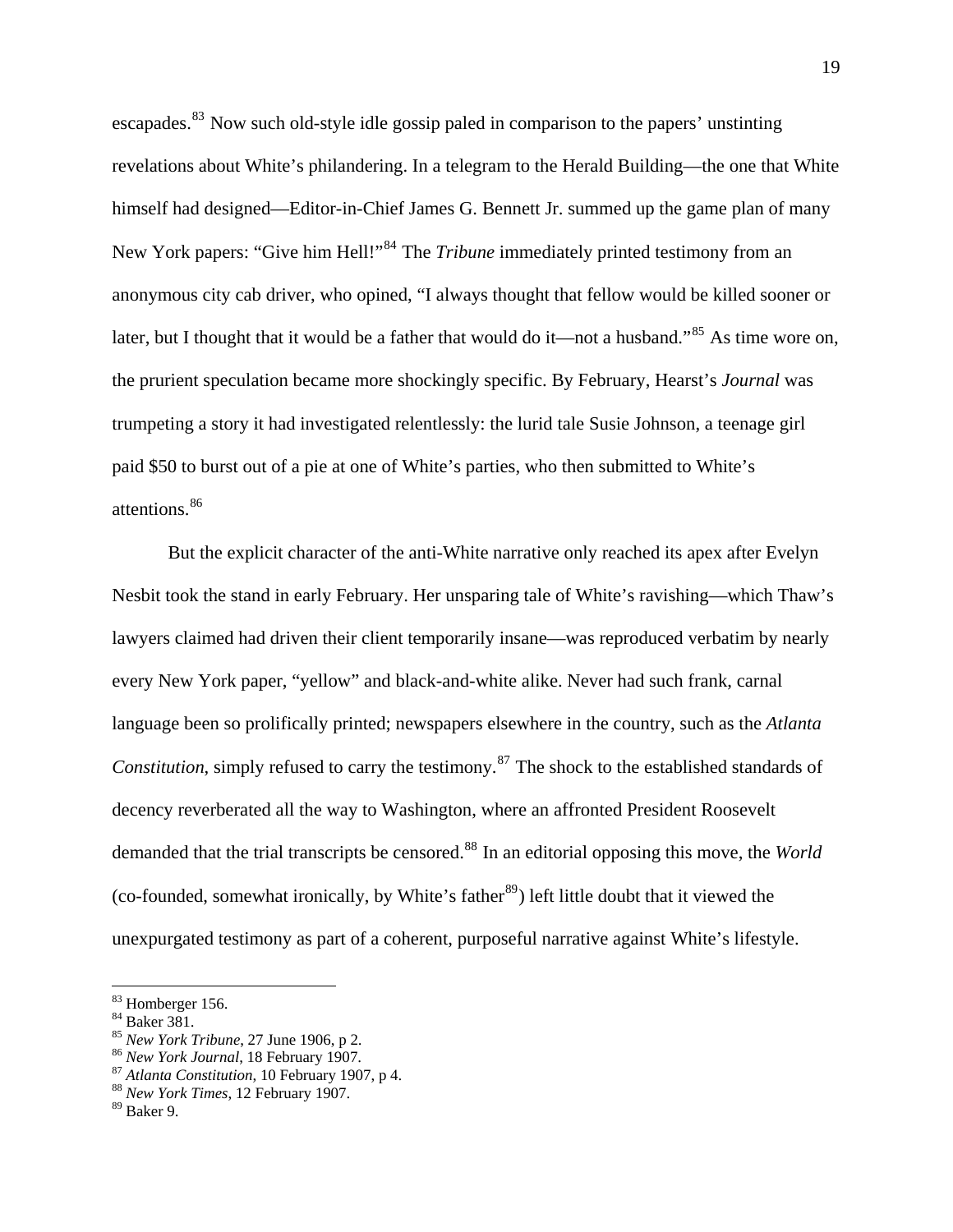escapades.[83] Now such old-style idle gossip paled in comparison to the papers' unstinting revelations about White's philandering. In a telegram to the Herald Building—the one that White himself had designed—Editor-in-Chief James G. Bennett Jr. summed up the game plan of many New York papers: "Give him Hell!"[84] The *Tribune* immediately printed testimony from an anonymous city cab driver, who opined, "I always thought that fellow would be killed sooner or later, but I thought that it would be a father that would do it—not a husband."[85] As time wore on, the prurient speculation became more shockingly specific. By February, Hearst's *Journal* was trumpeting a story it had investigated relentlessly: the lurid tale Susie Johnson, a teenage girl paid $50 to burst out of a pie at one of White's parties, who then submitted to White's attentions.[86]

But the explicit character of the anti-White narrative only reached its apex after Evelyn Nesbit took the stand in early February. Her unsparing tale of White's ravishing—which Thaw's lawyers claimed had driven their client temporarily insane—was reproduced verbatim by nearly every New York paper, "yellow" and black-and-white alike. Never had such frank, carnal language been so prolifically printed; newspapers elsewhere in the country, such as the *Atlanta Constitution*, simply refused to carry the testimony.[87] The shock to the established standards of decency reverberated all the way to Washington, where an affronted President Roosevelt demanded that the trial transcripts be censored.[88] In an editorial opposing this move, the *World* (co-founded, somewhat ironically, by White's father[89]) left little doubt that it viewed the unexpurgated testimony as part of a coherent, purposeful narrative against White's lifestyle.

---

[83] Homberger 156.
[84] Baker 381.
[85] *New York Tribune*, 27 June 1906, p 2.
[86] *New York Journal*, 18 February 1907.
[87] *Atlanta Constitution*, 10 February 1907, p 4.
[88] *New York Times*, 12 February 1907.
[89] Baker 9.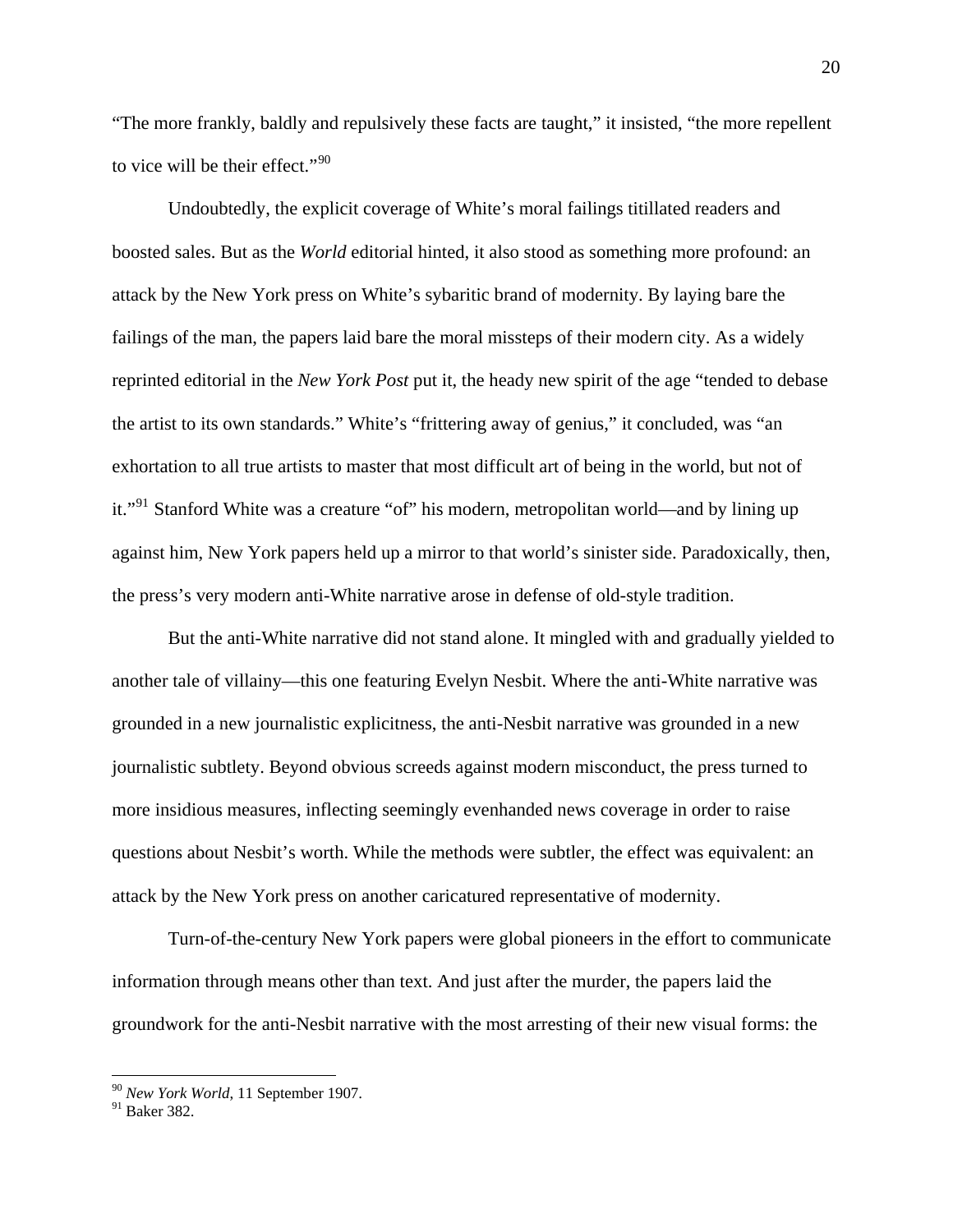"The more frankly, baldly and repulsively these facts are taught," it insisted, "the more repellent to vice will be their effect."[90]

Undoubtedly, the explicit coverage of White's moral failings titillated readers and boosted sales. But as the *World* editorial hinted, it also stood as something more profound: an attack by the New York press on White's sybaritic brand of modernity. By laying bare the failings of the man, the papers laid bare the moral missteps of their modern city. As a widely reprinted editorial in the *New York Post* put it, the heady new spirit of the age "tended to debase the artist to its own standards." White's "frittering away of genius," it concluded, was "an exhortation to all true artists to master that most difficult art of being in the world, but not of it."[91] Stanford White was a creature "of" his modern, metropolitan world—and by lining up against him, New York papers held up a mirror to that world's sinister side. Paradoxically, then, the press's very modern anti-White narrative arose in defense of old-style tradition.

But the anti-White narrative did not stand alone. It mingled with and gradually yielded to another tale of villainy—this one featuring Evelyn Nesbit. Where the anti-White narrative was grounded in a new journalistic explicitness, the anti-Nesbit narrative was grounded in a new journalistic subtlety. Beyond obvious screeds against modern misconduct, the press turned to more insidious measures, inflecting seemingly evenhanded news coverage in order to raise questions about Nesbit's worth. While the methods were subtler, the effect was equivalent: an attack by the New York press on another caricatured representative of modernity.

Turn-of-the-century New York papers were global pioneers in the effort to communicate information through means other than text. And just after the murder, the papers laid the groundwork for the anti-Nesbit narrative with the most arresting of their new visual forms: the

---

[90] *New York World*, 11 September 1907.

[91] Baker 382.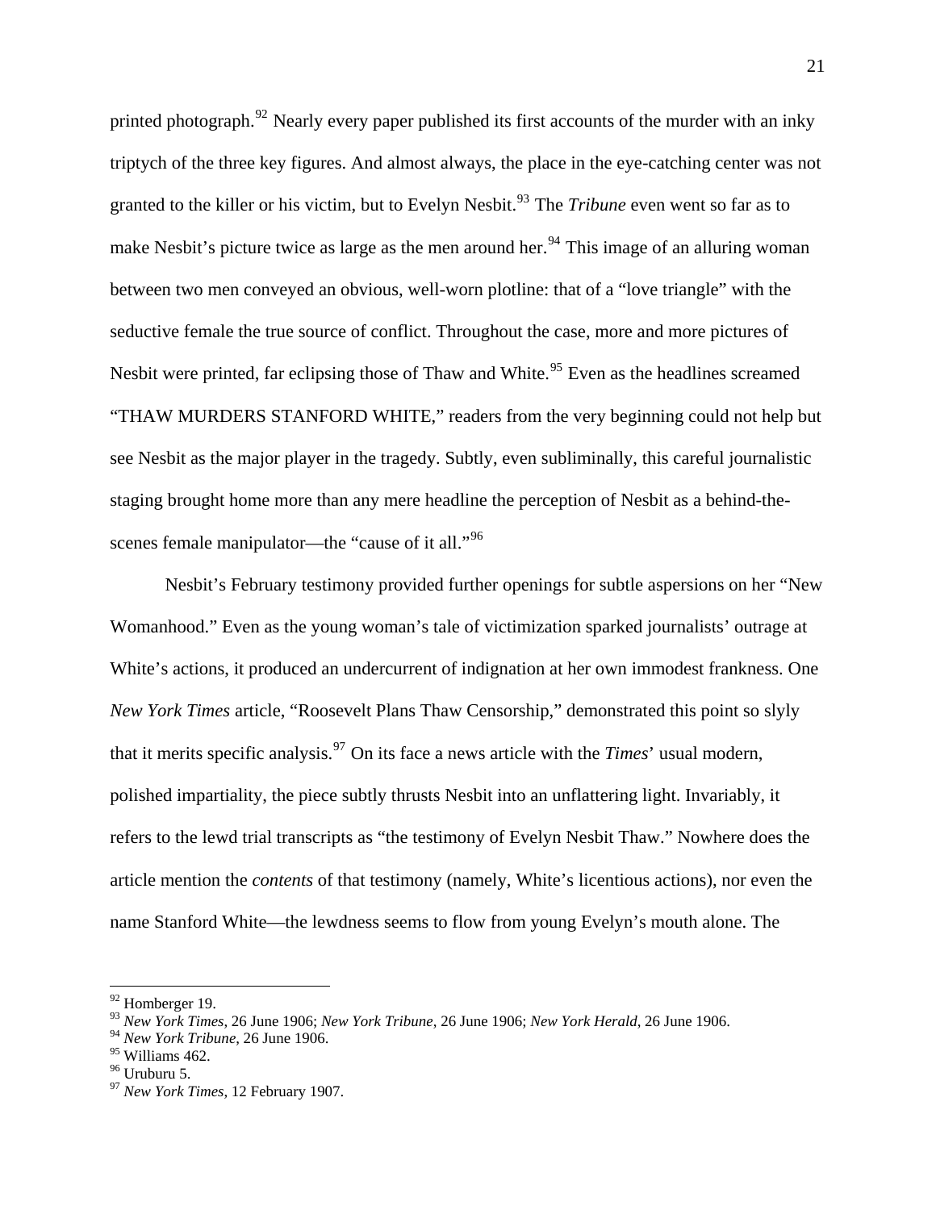printed photograph.[92] Nearly every paper published its first accounts of the murder with an inky triptych of the three key figures. And almost always, the place in the eye-catching center was not granted to the killer or his victim, but to Evelyn Nesbit.[93] The *Tribune* even went so far as to make Nesbit's picture twice as large as the men around her.[94] This image of an alluring woman between two men conveyed an obvious, well-worn plotline: that of a "love triangle" with the seductive female the true source of conflict. Throughout the case, more and more pictures of Nesbit were printed, far eclipsing those of Thaw and White.[95] Even as the headlines screamed "THAW MURDERS STANFORD WHITE," readers from the very beginning could not help but see Nesbit as the major player in the tragedy. Subtly, even subliminally, this careful journalistic staging brought home more than any mere headline the perception of Nesbit as a behind-the-scenes female manipulator—the "cause of it all."[96]

Nesbit's February testimony provided further openings for subtle aspersions on her "New Womanhood." Even as the young woman's tale of victimization sparked journalists' outrage at White's actions, it produced an undercurrent of indignation at her own immodest frankness. One *New York Times* article, "Roosevelt Plans Thaw Censorship," demonstrated this point so slyly that it merits specific analysis.[97] On its face a news article with the *Times*' usual modern, polished impartiality, the piece subtly thrusts Nesbit into an unflattering light. Invariably, it refers to the lewd trial transcripts as "the testimony of Evelyn Nesbit Thaw." Nowhere does the article mention the *contents* of that testimony (namely, White's licentious actions), nor even the name Stanford White—the lewdness seems to flow from young Evelyn's mouth alone. The

---

[92] Homberger 19.
[93] *New York Times*, 26 June 1906; *New York Tribune*, 26 June 1906; *New York Herald*, 26 June 1906.
[94] *New York Tribune*, 26 June 1906.
[95] Williams 462.
[96] Uruburu 5.
[97] *New York Times*, 12 February 1907.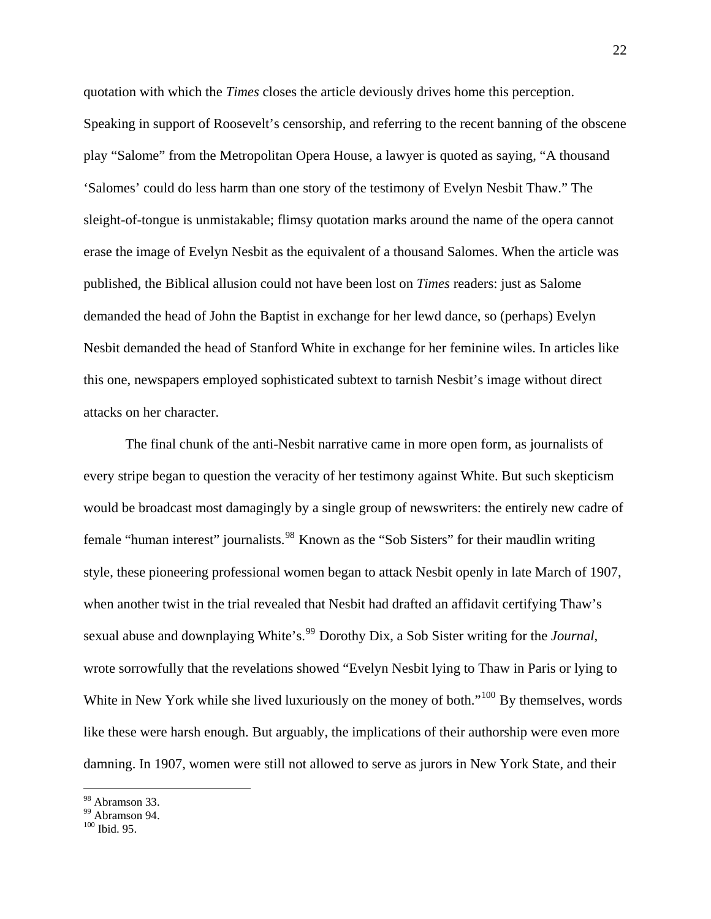quotation with which the *Times* closes the article deviously drives home this perception. Speaking in support of Roosevelt's censorship, and referring to the recent banning of the obscene play "Salome" from the Metropolitan Opera House, a lawyer is quoted as saying, "A thousand 'Salomes' could do less harm than one story of the testimony of Evelyn Nesbit Thaw." The sleight-of-tongue is unmistakable; flimsy quotation marks around the name of the opera cannot erase the image of Evelyn Nesbit as the equivalent of a thousand Salomes. When the article was published, the Biblical allusion could not have been lost on *Times* readers: just as Salome demanded the head of John the Baptist in exchange for her lewd dance, so (perhaps) Evelyn Nesbit demanded the head of Stanford White in exchange for her feminine wiles. In articles like this one, newspapers employed sophisticated subtext to tarnish Nesbit's image without direct attacks on her character.

The final chunk of the anti-Nesbit narrative came in more open form, as journalists of every stripe began to question the veracity of her testimony against White. But such skepticism would be broadcast most damagingly by a single group of newswriters: the entirely new cadre of female "human interest" journalists.[98] Known as the "Sob Sisters" for their maudlin writing style, these pioneering professional women began to attack Nesbit openly in late March of 1907, when another twist in the trial revealed that Nesbit had drafted an affidavit certifying Thaw's sexual abuse and downplaying White's.[99] Dorothy Dix, a Sob Sister writing for the *Journal*, wrote sorrowfully that the revelations showed "Evelyn Nesbit lying to Thaw in Paris or lying to White in New York while she lived luxuriously on the money of both."[100] By themselves, words like these were harsh enough. But arguably, the implications of their authorship were even more damning. In 1907, women were still not allowed to serve as jurors in New York State, and their

---

[98] Abramson 33.
[99] Abramson 94.
[100] Ibid. 95.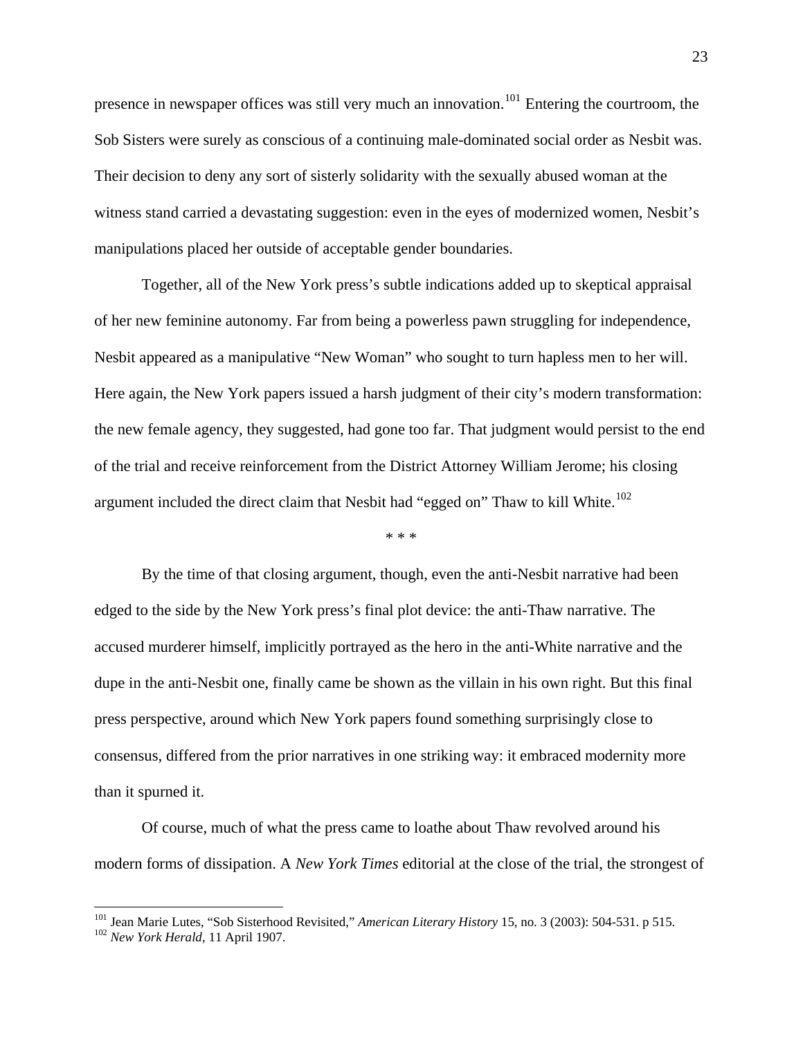presence in newspaper offices was still very much an innovation.[101] Entering the courtroom, the Sob Sisters were surely as conscious of a continuing male-dominated social order as Nesbit was. Their decision to deny any sort of sisterly solidarity with the sexually abused woman at the witness stand carried a devastating suggestion: even in the eyes of modernized women, Nesbit's manipulations placed her outside of acceptable gender boundaries.

Together, all of the New York press's subtle indications added up to skeptical appraisal of her new feminine autonomy. Far from being a powerless pawn struggling for independence, Nesbit appeared as a manipulative "New Woman" who sought to turn hapless men to her will. Here again, the New York papers issued a harsh judgment of their city's modern transformation: the new female agency, they suggested, had gone too far. That judgment would persist to the end of the trial and receive reinforcement from the District Attorney William Jerome; his closing argument included the direct claim that Nesbit had "egged on" Thaw to kill White.[102]

\* \* \*

By the time of that closing argument, though, even the anti-Nesbit narrative had been edged to the side by the New York press's final plot device: the anti-Thaw narrative. The accused murderer himself, implicitly portrayed as the hero in the anti-White narrative and the dupe in the anti-Nesbit one, finally came be shown as the villain in his own right. But this final press perspective, around which New York papers found something surprisingly close to consensus, differed from the prior narratives in one striking way: it embraced modernity more than it spurned it.

Of course, much of what the press came to loathe about Thaw revolved around his modern forms of dissipation. A *New York Times* editorial at the close of the trial, the strongest of

[101] Jean Marie Lutes, "Sob Sisterhood Revisited," *American Literary History* 15, no. 3 (2003): 504-531. p 515.
[102] *New York Herald*, 11 April 1907.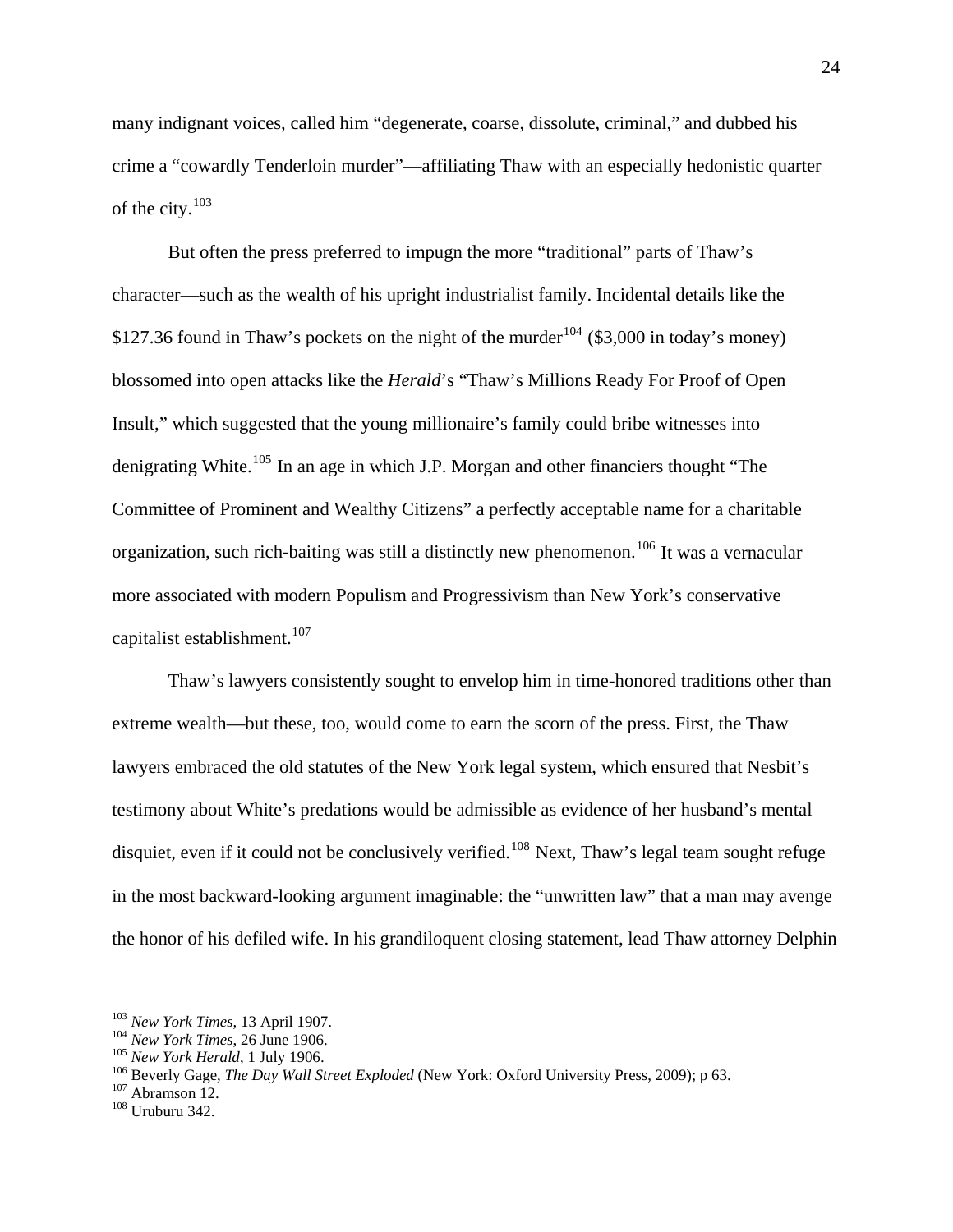many indignant voices, called him "degenerate, coarse, dissolute, criminal," and dubbed his crime a "cowardly Tenderloin murder"—affiliating Thaw with an especially hedonistic quarter of the city.[103]

But often the press preferred to impugn the more "traditional" parts of Thaw's character—such as the wealth of his upright industrialist family. Incidental details like the $127.36 found in Thaw's pockets on the night of the murder[104] ($3,000 in today's money) blossomed into open attacks like the *Herald*'s "Thaw's Millions Ready For Proof of Open Insult," which suggested that the young millionaire's family could bribe witnesses into denigrating White.[105] In an age in which J.P. Morgan and other financiers thought "The Committee of Prominent and Wealthy Citizens" a perfectly acceptable name for a charitable organization, such rich-baiting was still a distinctly new phenomenon.[106] It was a vernacular more associated with modern Populism and Progressivism than New York's conservative capitalist establishment.[107]

Thaw's lawyers consistently sought to envelop him in time-honored traditions other than extreme wealth—but these, too, would come to earn the scorn of the press. First, the Thaw lawyers embraced the old statutes of the New York legal system, which ensured that Nesbit's testimony about White's predations would be admissible as evidence of her husband's mental disquiet, even if it could not be conclusively verified.[108] Next, Thaw's legal team sought refuge in the most backward-looking argument imaginable: the "unwritten law" that a man may avenge the honor of his defiled wife. In his grandiloquent closing statement, lead Thaw attorney Delphin

---

[103] *New York Times*, 13 April 1907.
[104] *New York Times*, 26 June 1906.
[105] *New York Herald*, 1 July 1906.
[106] Beverly Gage, *The Day Wall Street Exploded* (New York: Oxford University Press, 2009); p 63.
[107] Abramson 12.
[108] Uruburu 342.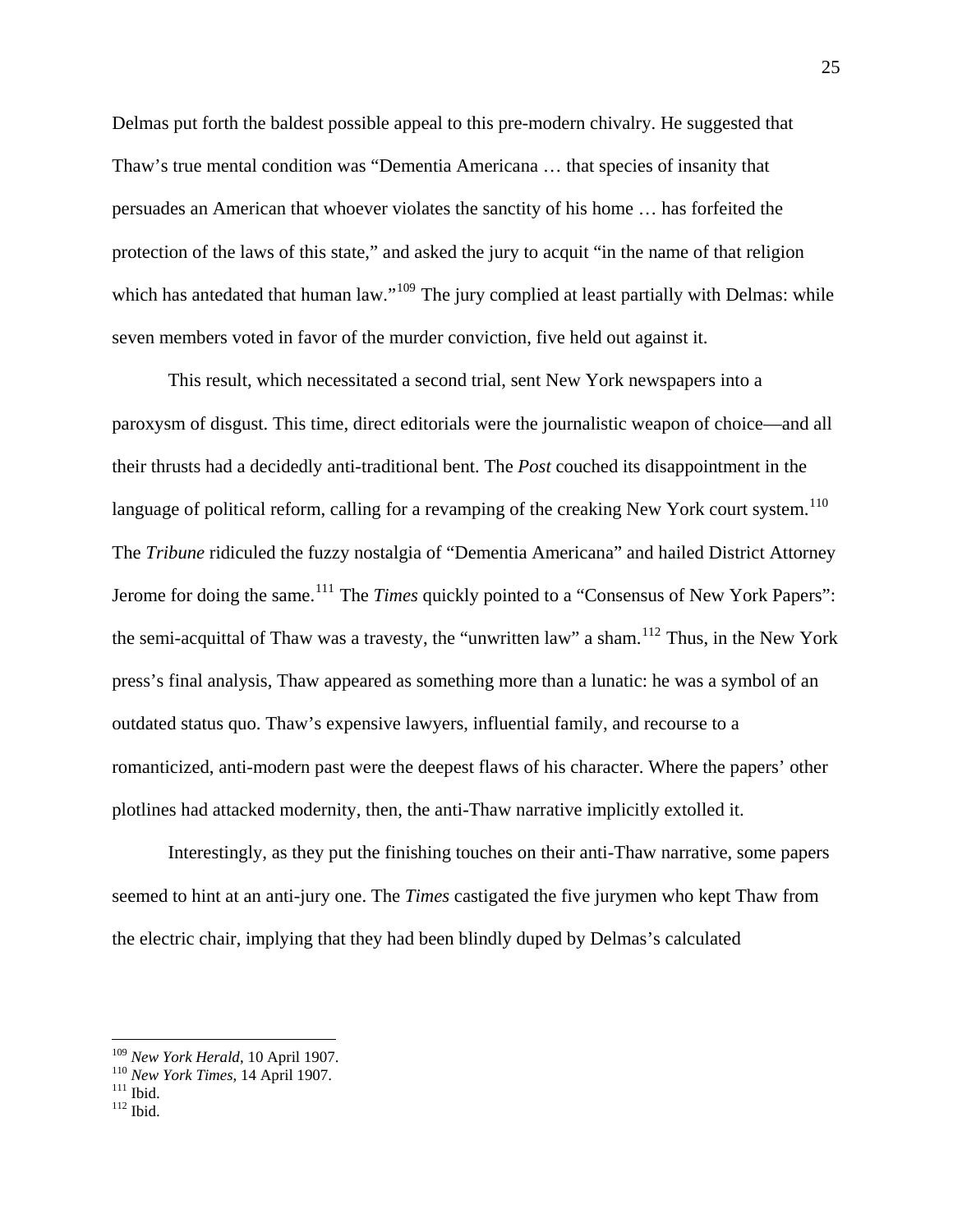Delmas put forth the baldest possible appeal to this pre-modern chivalry. He suggested that Thaw's true mental condition was "Dementia Americana … that species of insanity that persuades an American that whoever violates the sanctity of his home … has forfeited the protection of the laws of this state," and asked the jury to acquit "in the name of that religion which has antedated that human law."[109] The jury complied at least partially with Delmas: while seven members voted in favor of the murder conviction, five held out against it.

This result, which necessitated a second trial, sent New York newspapers into a paroxysm of disgust. This time, direct editorials were the journalistic weapon of choice—and all their thrusts had a decidedly anti-traditional bent. The *Post* couched its disappointment in the language of political reform, calling for a revamping of the creaking New York court system.[110] The *Tribune* ridiculed the fuzzy nostalgia of "Dementia Americana" and hailed District Attorney Jerome for doing the same.[111] The *Times* quickly pointed to a "Consensus of New York Papers": the semi-acquittal of Thaw was a travesty, the "unwritten law" a sham.[112] Thus, in the New York press's final analysis, Thaw appeared as something more than a lunatic: he was a symbol of an outdated status quo. Thaw's expensive lawyers, influential family, and recourse to a romanticized, anti-modern past were the deepest flaws of his character. Where the papers' other plotlines had attacked modernity, then, the anti-Thaw narrative implicitly extolled it.

Interestingly, as they put the finishing touches on their anti-Thaw narrative, some papers seemed to hint at an anti-jury one. The *Times* castigated the five jurymen who kept Thaw from the electric chair, implying that they had been blindly duped by Delmas's calculated

---

[109] *New York Herald*, 10 April 1907.
[110] *New York Times*, 14 April 1907.
[111] Ibid.
[112] Ibid.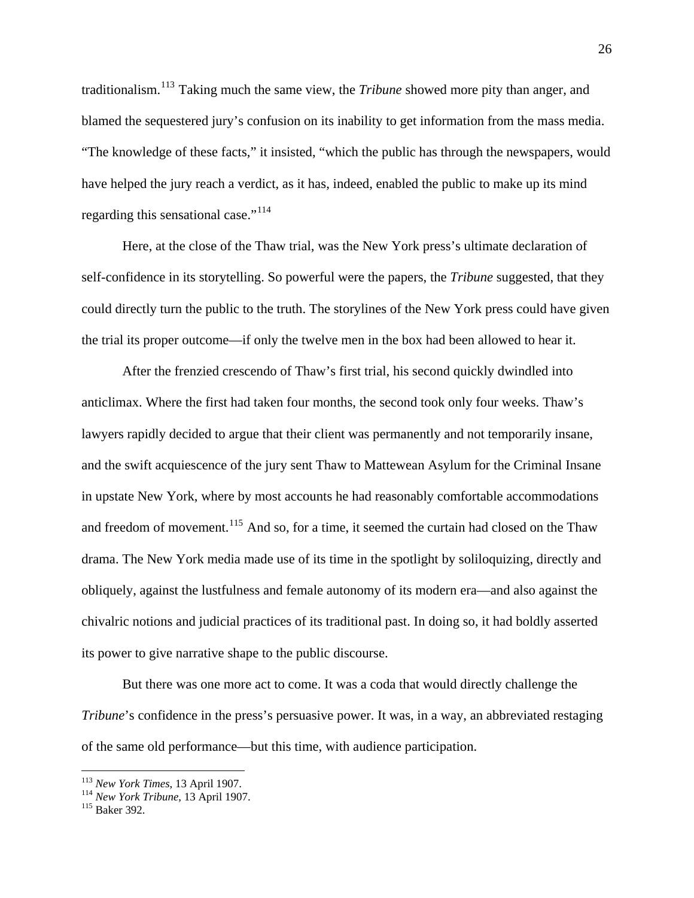traditionalism.[113] Taking much the same view, the *Tribune* showed more pity than anger, and blamed the sequestered jury's confusion on its inability to get information from the mass media. "The knowledge of these facts," it insisted, "which the public has through the newspapers, would have helped the jury reach a verdict, as it has, indeed, enabled the public to make up its mind regarding this sensational case."[114]

Here, at the close of the Thaw trial, was the New York press's ultimate declaration of self-confidence in its storytelling. So powerful were the papers, the *Tribune* suggested, that they could directly turn the public to the truth. The storylines of the New York press could have given the trial its proper outcome—if only the twelve men in the box had been allowed to hear it.

After the frenzied crescendo of Thaw's first trial, his second quickly dwindled into anticlimax. Where the first had taken four months, the second took only four weeks. Thaw's lawyers rapidly decided to argue that their client was permanently and not temporarily insane, and the swift acquiescence of the jury sent Thaw to Mattewean Asylum for the Criminal Insane in upstate New York, where by most accounts he had reasonably comfortable accommodations and freedom of movement.[115] And so, for a time, it seemed the curtain had closed on the Thaw drama. The New York media made use of its time in the spotlight by soliloquizing, directly and obliquely, against the lustfulness and female autonomy of its modern era—and also against the chivalric notions and judicial practices of its traditional past. In doing so, it had boldly asserted its power to give narrative shape to the public discourse.

But there was one more act to come. It was a coda that would directly challenge the *Tribune*'s confidence in the press's persuasive power. It was, in a way, an abbreviated restaging of the same old performance—but this time, with audience participation.

---

[113] *New York Times*, 13 April 1907.
[114] *New York Tribune*, 13 April 1907.
[115] Baker 392.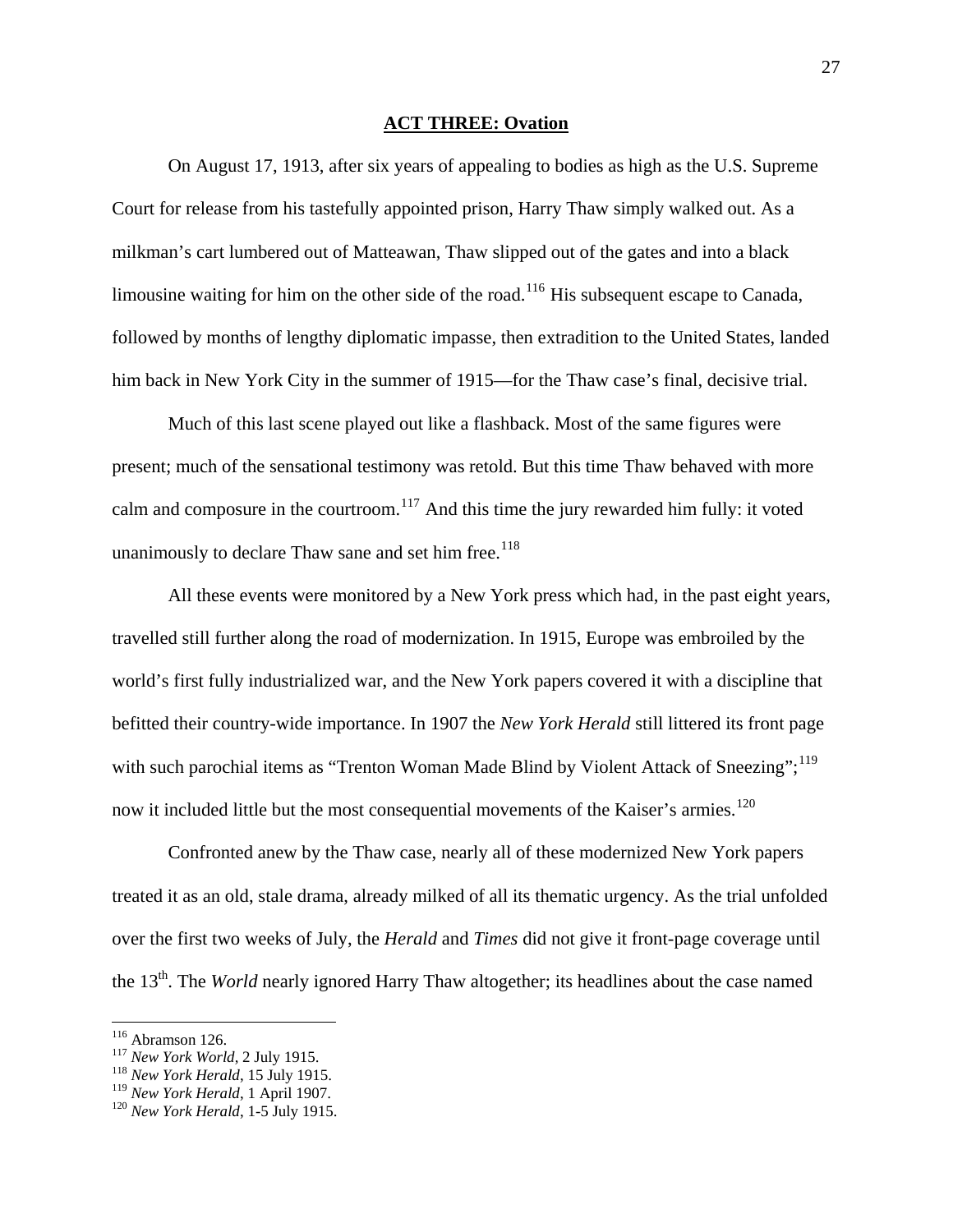## ACT THREE: Ovation

On August 17, 1913, after six years of appealing to bodies as high as the U.S. Supreme Court for release from his tastefully appointed prison, Harry Thaw simply walked out. As a milkman's cart lumbered out of Matteawan, Thaw slipped out of the gates and into a black limousine waiting for him on the other side of the road.[116] His subsequent escape to Canada, followed by months of lengthy diplomatic impasse, then extradition to the United States, landed him back in New York City in the summer of 1915—for the Thaw case's final, decisive trial.

Much of this last scene played out like a flashback. Most of the same figures were present; much of the sensational testimony was retold. But this time Thaw behaved with more calm and composure in the courtroom.[117] And this time the jury rewarded him fully: it voted unanimously to declare Thaw sane and set him free.[118]

All these events were monitored by a New York press which had, in the past eight years, travelled still further along the road of modernization. In 1915, Europe was embroiled by the world's first fully industrialized war, and the New York papers covered it with a discipline that befitted their country-wide importance. In 1907 the *New York Herald* still littered its front page with such parochial items as "Trenton Woman Made Blind by Violent Attack of Sneezing";[119] now it included little but the most consequential movements of the Kaiser's armies.[120]

Confronted anew by the Thaw case, nearly all of these modernized New York papers treated it as an old, stale drama, already milked of all its thematic urgency. As the trial unfolded over the first two weeks of July, the *Herald* and *Times* did not give it front-page coverage until the 13th. The *World* nearly ignored Harry Thaw altogether; its headlines about the case named

---

[116] Abramson 126.
[117] *New York World*, 2 July 1915.
[118] *New York Herald*, 15 July 1915.
[119] *New York Herald*, 1 April 1907.
[120] *New York Herald*, 1-5 July 1915.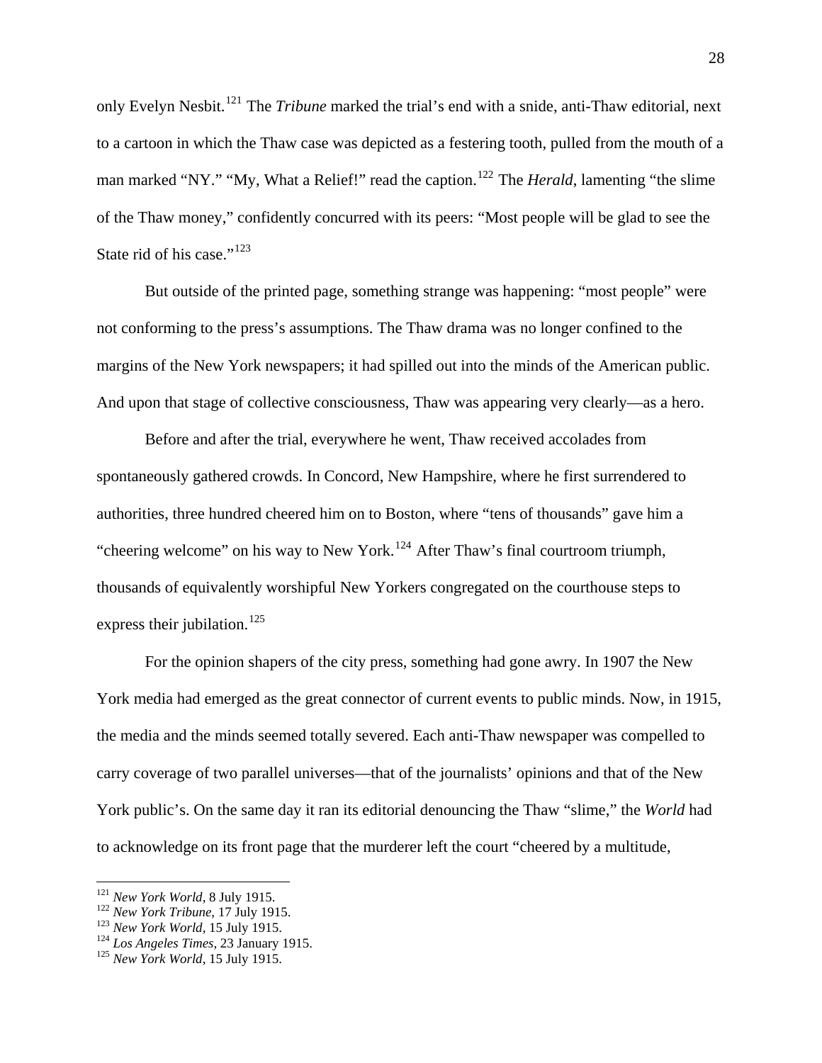only Evelyn Nesbit.[121] The *Tribune* marked the trial's end with a snide, anti-Thaw editorial, next to a cartoon in which the Thaw case was depicted as a festering tooth, pulled from the mouth of a man marked "NY." "My, What a Relief!" read the caption.[122] The *Herald*, lamenting "the slime of the Thaw money," confidently concurred with its peers: "Most people will be glad to see the State rid of his case."[123]

But outside of the printed page, something strange was happening: "most people" were not conforming to the press's assumptions. The Thaw drama was no longer confined to the margins of the New York newspapers; it had spilled out into the minds of the American public. And upon that stage of collective consciousness, Thaw was appearing very clearly—as a hero.

Before and after the trial, everywhere he went, Thaw received accolades from spontaneously gathered crowds. In Concord, New Hampshire, where he first surrendered to authorities, three hundred cheered him on to Boston, where "tens of thousands" gave him a "cheering welcome" on his way to New York.[124] After Thaw's final courtroom triumph, thousands of equivalently worshipful New Yorkers congregated on the courthouse steps to express their jubilation.[125]

For the opinion shapers of the city press, something had gone awry. In 1907 the New York media had emerged as the great connector of current events to public minds. Now, in 1915, the media and the minds seemed totally severed. Each anti-Thaw newspaper was compelled to carry coverage of two parallel universes—that of the journalists' opinions and that of the New York public's. On the same day it ran its editorial denouncing the Thaw "slime," the *World* had to acknowledge on its front page that the murderer left the court "cheered by a multitude,

---

[121] *New York World*, 8 July 1915.
[122] *New York Tribune*, 17 July 1915.
[123] *New York World*, 15 July 1915.
[124] *Los Angeles Times*, 23 January 1915.
[125] *New York World*, 15 July 1915.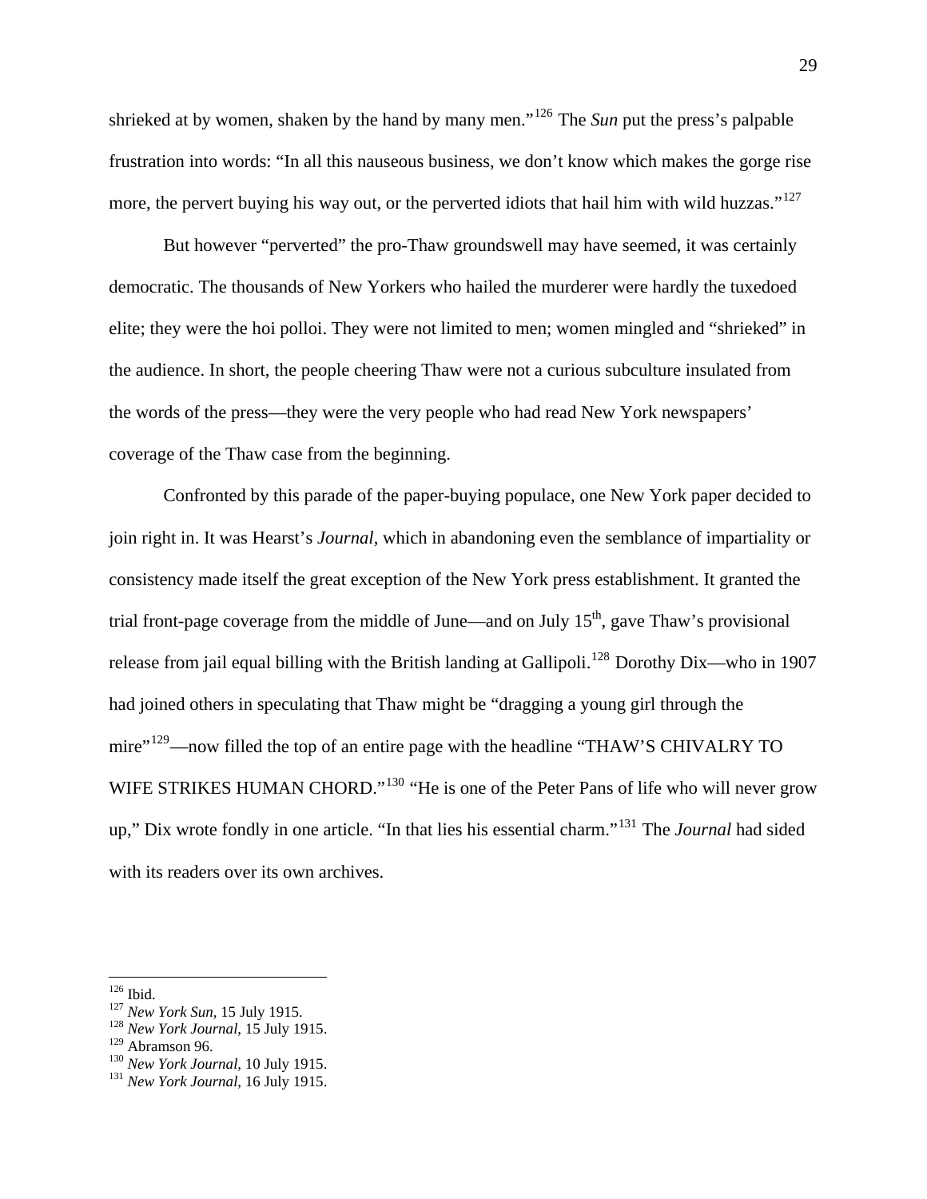shrieked at by women, shaken by the hand by many men."[126] The *Sun* put the press's palpable frustration into words: "In all this nauseous business, we don't know which makes the gorge rise more, the pervert buying his way out, or the perverted idiots that hail him with wild huzzas."[127]

But however "perverted" the pro-Thaw groundswell may have seemed, it was certainly democratic. The thousands of New Yorkers who hailed the murderer were hardly the tuxedoed elite; they were the hoi polloi. They were not limited to men; women mingled and "shrieked" in the audience. In short, the people cheering Thaw were not a curious subculture insulated from the words of the press—they were the very people who had read New York newspapers' coverage of the Thaw case from the beginning.

Confronted by this parade of the paper-buying populace, one New York paper decided to join right in. It was Hearst's *Journal*, which in abandoning even the semblance of impartiality or consistency made itself the great exception of the New York press establishment. It granted the trial front-page coverage from the middle of June—and on July 15th, gave Thaw's provisional release from jail equal billing with the British landing at Gallipoli.[128] Dorothy Dix—who in 1907 had joined others in speculating that Thaw might be "dragging a young girl through the mire"[129]—now filled the top of an entire page with the headline "THAW'S CHIVALRY TO WIFE STRIKES HUMAN CHORD."[130] "He is one of the Peter Pans of life who will never grow up," Dix wrote fondly in one article. "In that lies his essential charm."[131] The *Journal* had sided with its readers over its own archives.

---

[126] Ibid.
[127] *New York Sun*, 15 July 1915.
[128] *New York Journal*, 15 July 1915.
[129] Abramson 96.
[130] *New York Journal*, 10 July 1915.
[131] *New York Journal*, 16 July 1915.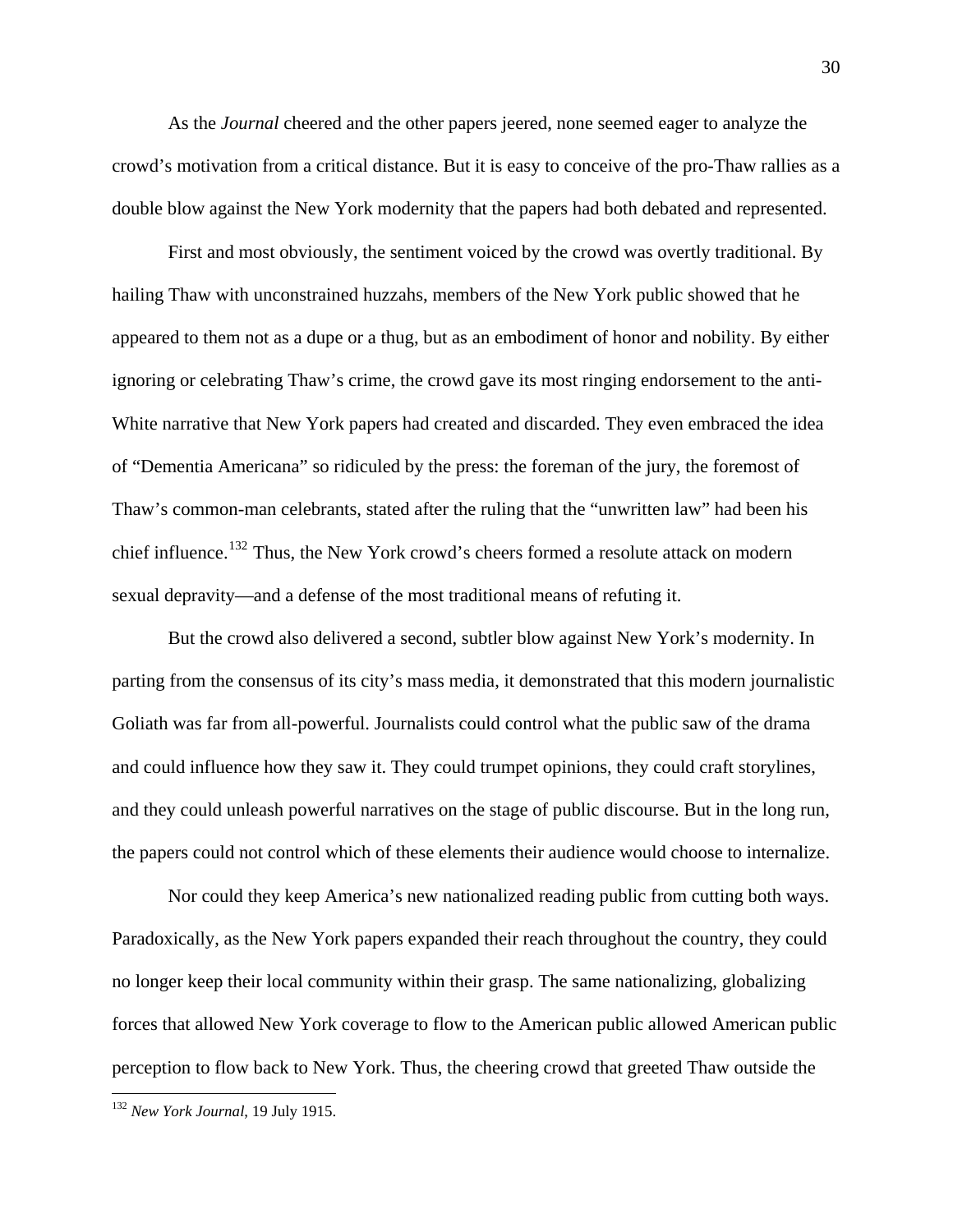As the *Journal* cheered and the other papers jeered, none seemed eager to analyze the crowd's motivation from a critical distance. But it is easy to conceive of the pro-Thaw rallies as a double blow against the New York modernity that the papers had both debated and represented.

First and most obviously, the sentiment voiced by the crowd was overtly traditional. By hailing Thaw with unconstrained huzzahs, members of the New York public showed that he appeared to them not as a dupe or a thug, but as an embodiment of honor and nobility. By either ignoring or celebrating Thaw's crime, the crowd gave its most ringing endorsement to the anti-White narrative that New York papers had created and discarded. They even embraced the idea of "Dementia Americana" so ridiculed by the press: the foreman of the jury, the foremost of Thaw's common-man celebrants, stated after the ruling that the "unwritten law" had been his chief influence.[132] Thus, the New York crowd's cheers formed a resolute attack on modern sexual depravity—and a defense of the most traditional means of refuting it.

But the crowd also delivered a second, subtler blow against New York's modernity. In parting from the consensus of its city's mass media, it demonstrated that this modern journalistic Goliath was far from all-powerful. Journalists could control what the public saw of the drama and could influence how they saw it. They could trumpet opinions, they could craft storylines, and they could unleash powerful narratives on the stage of public discourse. But in the long run, the papers could not control which of these elements their audience would choose to internalize.

Nor could they keep America's new nationalized reading public from cutting both ways. Paradoxically, as the New York papers expanded their reach throughout the country, they could no longer keep their local community within their grasp. The same nationalizing, globalizing forces that allowed New York coverage to flow to the American public allowed American public perception to flow back to New York. Thus, the cheering crowd that greeted Thaw outside the

[132] *New York Journal*, 19 July 1915.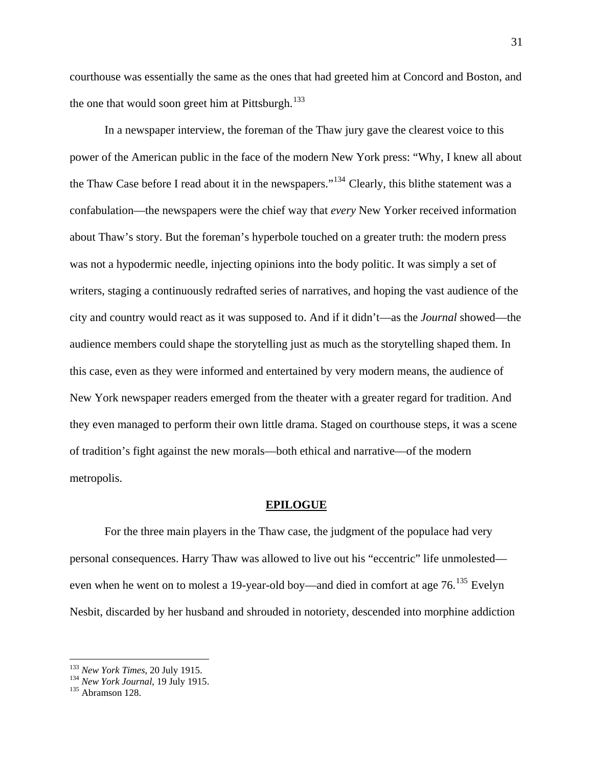courthouse was essentially the same as the ones that had greeted him at Concord and Boston, and the one that would soon greet him at Pittsburgh.[133]

In a newspaper interview, the foreman of the Thaw jury gave the clearest voice to this power of the American public in the face of the modern New York press: "Why, I knew all about the Thaw Case before I read about it in the newspapers."[134] Clearly, this blithe statement was a confabulation—the newspapers were the chief way that *every* New Yorker received information about Thaw's story. But the foreman's hyperbole touched on a greater truth: the modern press was not a hypodermic needle, injecting opinions into the body politic. It was simply a set of writers, staging a continuously redrafted series of narratives, and hoping the vast audience of the city and country would react as it was supposed to. And if it didn't—as the *Journal* showed—the audience members could shape the storytelling just as much as the storytelling shaped them. In this case, even as they were informed and entertained by very modern means, the audience of New York newspaper readers emerged from the theater with a greater regard for tradition. And they even managed to perform their own little drama. Staged on courthouse steps, it was a scene of tradition's fight against the new morals—both ethical and narrative—of the modern metropolis.

## EPILOGUE

For the three main players in the Thaw case, the judgment of the populace had very personal consequences. Harry Thaw was allowed to live out his "eccentric" life unmolested—even when he went on to molest a 19-year-old boy—and died in comfort at age 76.[135] Evelyn Nesbit, discarded by her husband and shrouded in notoriety, descended into morphine addiction

---

[133] *New York Times*, 20 July 1915.
[134] *New York Journal*, 19 July 1915.
[135] Abramson 128.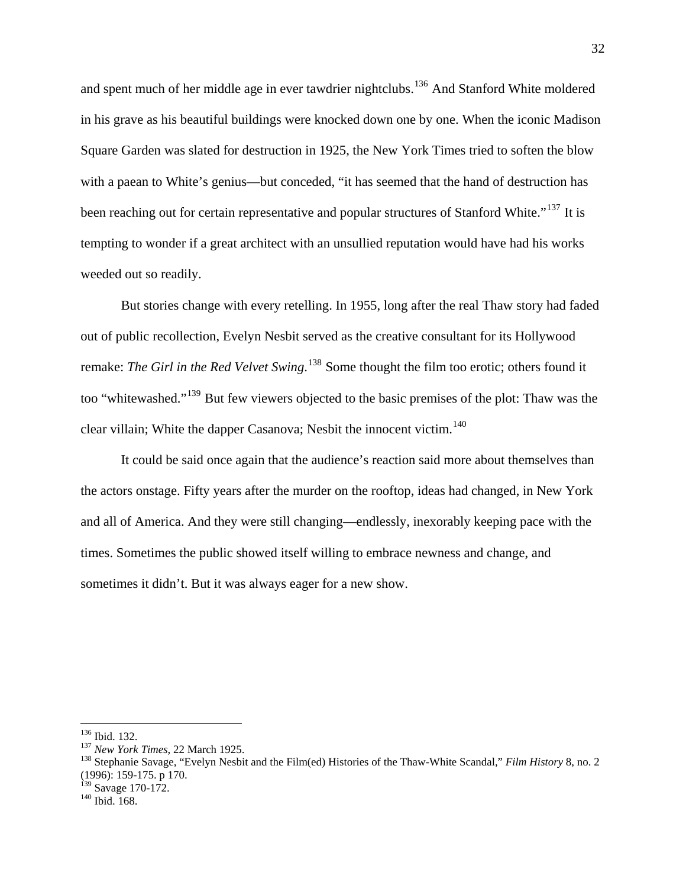and spent much of her middle age in ever tawdrier nightclubs.[136] And Stanford White moldered in his grave as his beautiful buildings were knocked down one by one. When the iconic Madison Square Garden was slated for destruction in 1925, the New York Times tried to soften the blow with a paean to White's genius—but conceded, "it has seemed that the hand of destruction has been reaching out for certain representative and popular structures of Stanford White."[137] It is tempting to wonder if a great architect with an unsullied reputation would have had his works weeded out so readily.

But stories change with every retelling. In 1955, long after the real Thaw story had faded out of public recollection, Evelyn Nesbit served as the creative consultant for its Hollywood remake: *The Girl in the Red Velvet Swing*.[138] Some thought the film too erotic; others found it too "whitewashed."[139] But few viewers objected to the basic premises of the plot: Thaw was the clear villain; White the dapper Casanova; Nesbit the innocent victim.[140]

It could be said once again that the audience's reaction said more about themselves than the actors onstage. Fifty years after the murder on the rooftop, ideas had changed, in New York and all of America. And they were still changing—endlessly, inexorably keeping pace with the times. Sometimes the public showed itself willing to embrace newness and change, and sometimes it didn't. But it was always eager for a new show.

---

[136] Ibid. 132.

[137] *New York Times*, 22 March 1925.

[138] Stephanie Savage, "Evelyn Nesbit and the Film(ed) Histories of the Thaw-White Scandal," *Film History* 8, no. 2 (1996): 159-175. p 170.

[139] Savage 170-172.

[140] Ibid. 168.